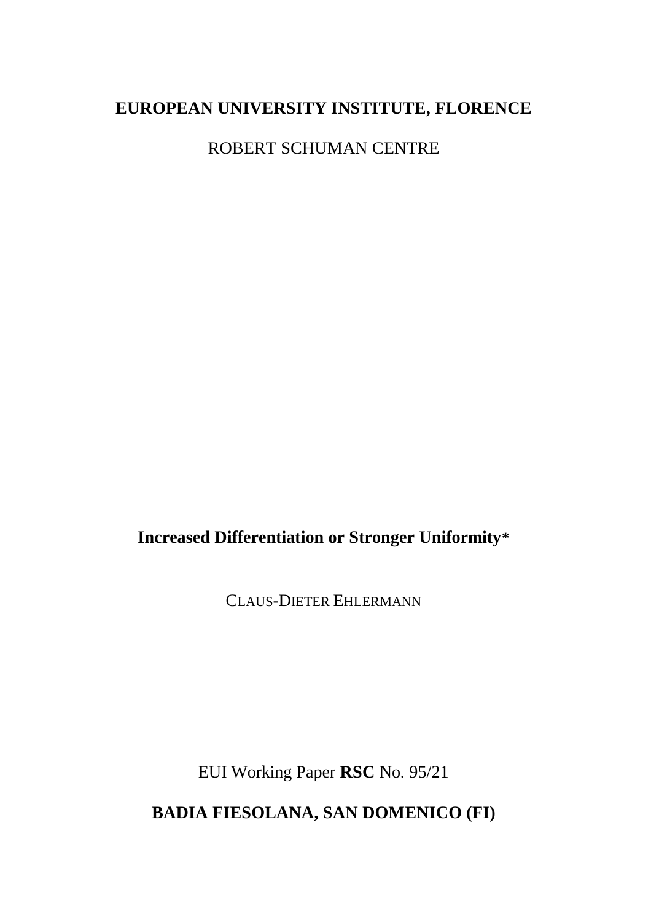**EUROPEAN UNIVERSITY INSTITUTE, FLORENCE**

ROBERT SCHUMAN CENTRE

# Increased Differentiation or Stronger Uniformity*

CLAUS-DIETER EHLERMANN

EUI Working Paper **RSC** No. 95/21

**BADIA FIESOLANA, SAN DOMENICO (FI)**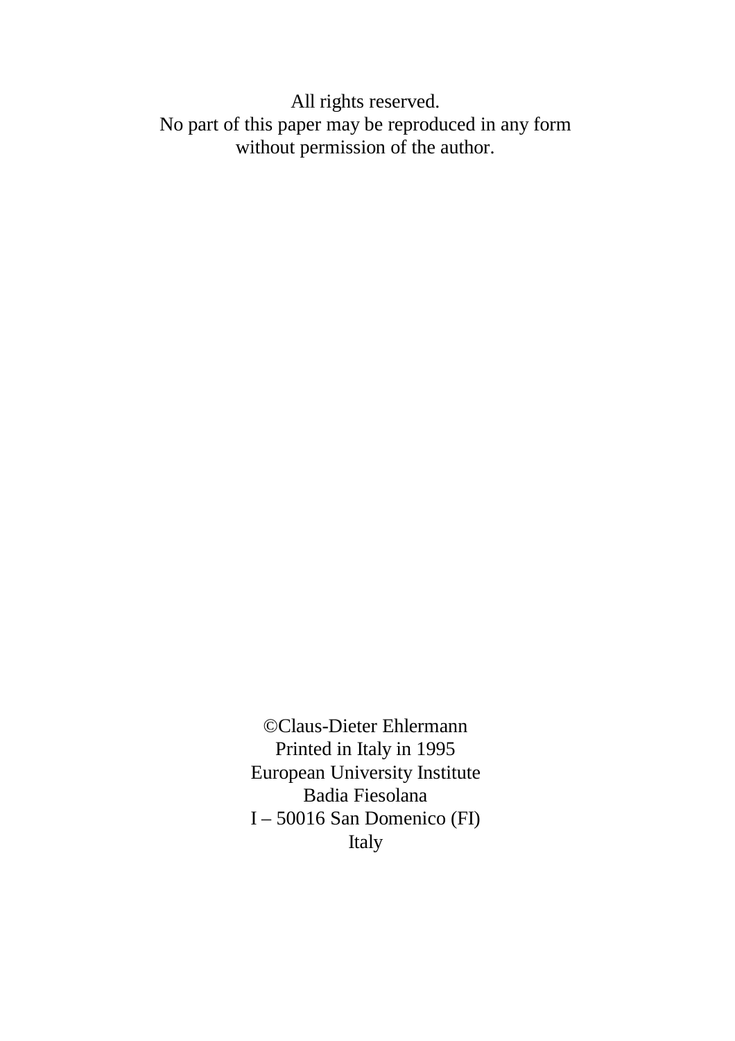All rights reserved.
No part of this paper may be reproduced in any form
without permission of the author.

©Claus-Dieter Ehlermann
Printed in Italy in 1995
European University Institute
Badia Fiesolana
I – 50016 San Domenico (FI)
Italy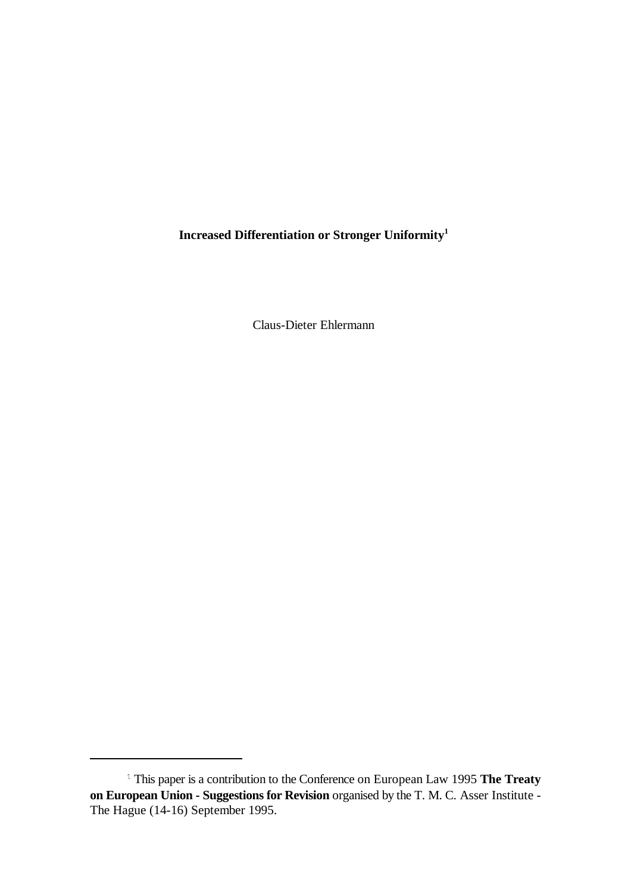**Increased Differentiation or Stronger Uniformity**[1]

Claus-Dieter Ehlermann

---

[1] This paper is a contribution to the Conference on European Law 1995 **The Treaty on European Union - Suggestions for Revision** organised by the T. M. C. Asser Institute - The Hague (14-16) September 1995.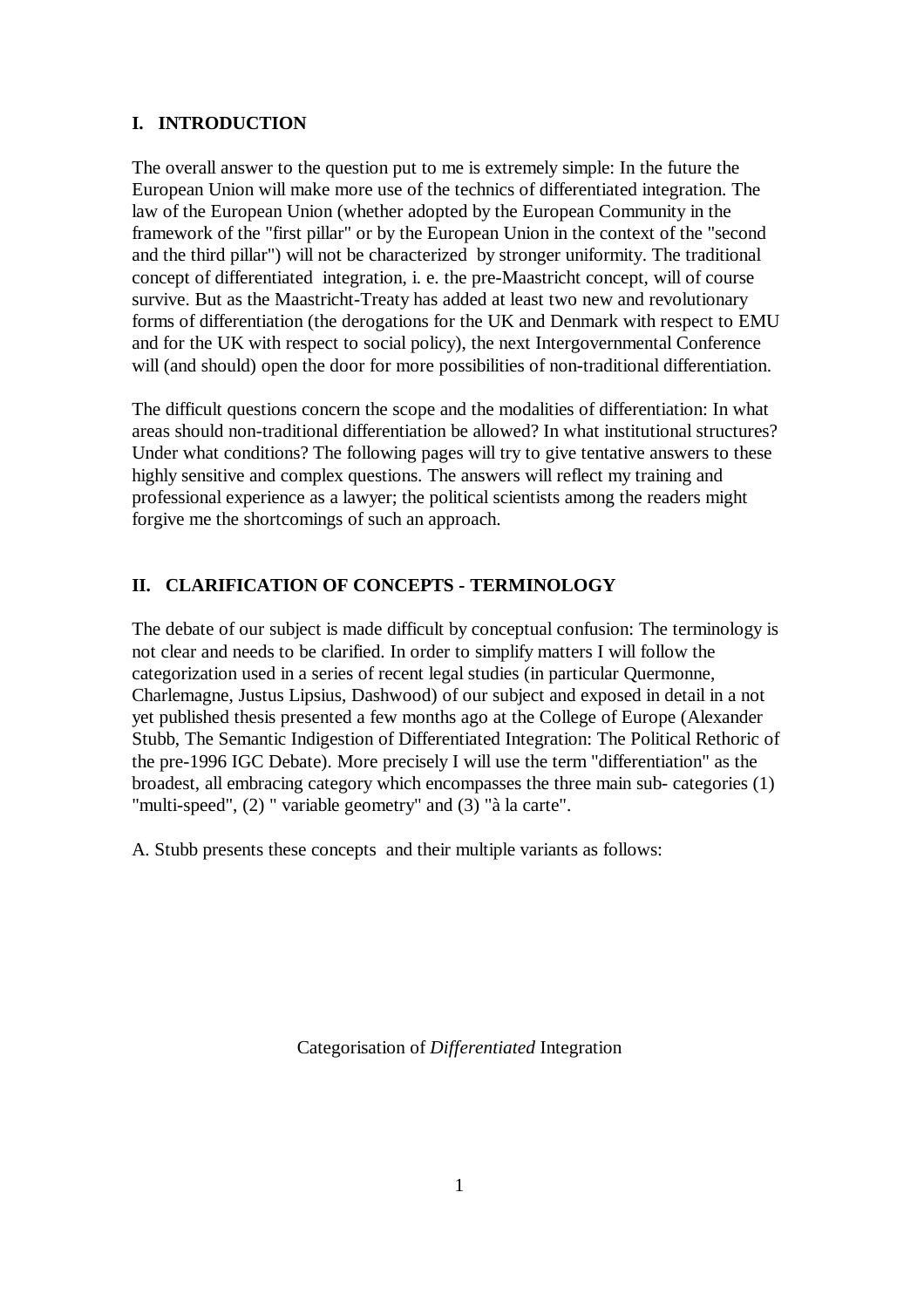## I. INTRODUCTION

The overall answer to the question put to me is extremely simple: In the future the European Union will make more use of the technics of differentiated integration. The law of the European Union (whether adopted by the European Community in the framework of the "first pillar" or by the European Union in the context of the "second and the third pillar") will not be characterized by stronger uniformity. The traditional concept of differentiated integration, i. e. the pre-Maastricht concept, will of course survive. But as the Maastricht-Treaty has added at least two new and revolutionary forms of differentiation (the derogations for the UK and Denmark with respect to EMU and for the UK with respect to social policy), the next Intergovernmental Conference will (and should) open the door for more possibilities of non-traditional differentiation.

The difficult questions concern the scope and the modalities of differentiation: In what areas should non-traditional differentiation be allowed? In what institutional structures? Under what conditions? The following pages will try to give tentative answers to these highly sensitive and complex questions. The answers will reflect my training and professional experience as a lawyer; the political scientists among the readers might forgive me the shortcomings of such an approach.

## II. CLARIFICATION OF CONCEPTS - TERMINOLOGY

The debate of our subject is made difficult by conceptual confusion: The terminology is not clear and needs to be clarified. In order to simplify matters I will follow the categorization used in a series of recent legal studies (in particular Quermonne, Charlemagne, Justus Lipsius, Dashwood) of our subject and exposed in detail in a not yet published thesis presented a few months ago at the College of Europe (Alexander Stubb, The Semantic Indigestion of Differentiated Integration: The Political Rethoric of the pre-1996 IGC Debate). More precisely I will use the term "differentiation" as the broadest, all embracing category which encompasses the three main sub- categories (1) "multi-speed", (2) " variable geometry" and (3) "à la carte".

A. Stubb presents these concepts and their multiple variants as follows:

Categorisation of *Differentiated* Integration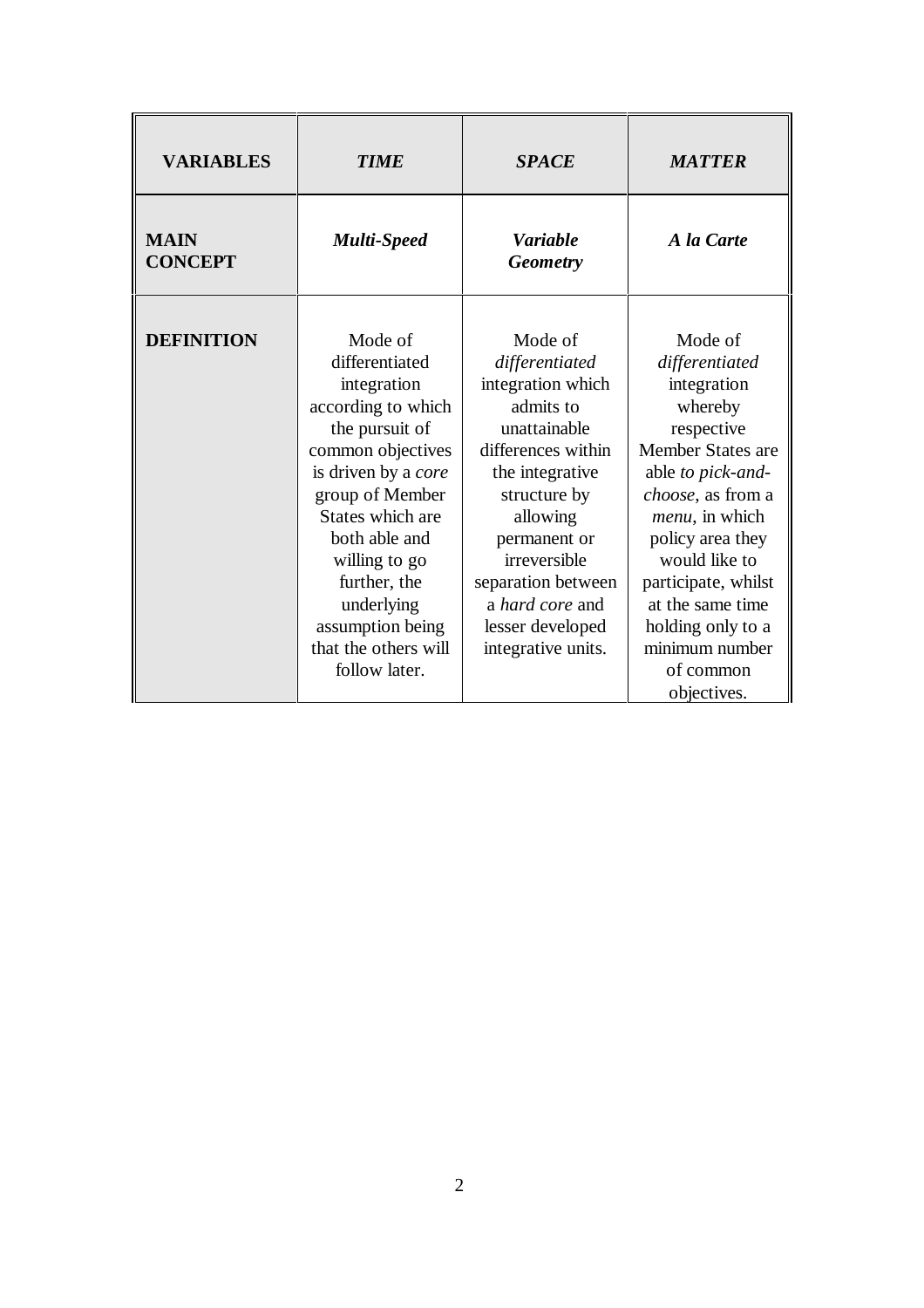| **VARIABLES** | ***TIME*** | ***SPACE*** | ***MATTER*** |
|---|---|---|---|
| **MAIN CONCEPT** | ***Multi-Speed*** | ***Variable Geometry*** | ***A la Carte*** |
| **DEFINITION** | Mode of differentiated integration according to which the pursuit of common objectives is driven by a *core* group of Member States which are both able and willing to go further, the underlying assumption being that the others will follow later. | Mode of *differentiated* integration which admits to unattainable differences within the integrative structure by allowing permanent or irreversible separation between a *hard core* and lesser developed integrative units. | Mode of *differentiated* integration whereby respective Member States are able *to pick-and-choose*, as from a *menu*, in which policy area they would like to participate, whilst at the same time holding only to a minimum number of common objectives. |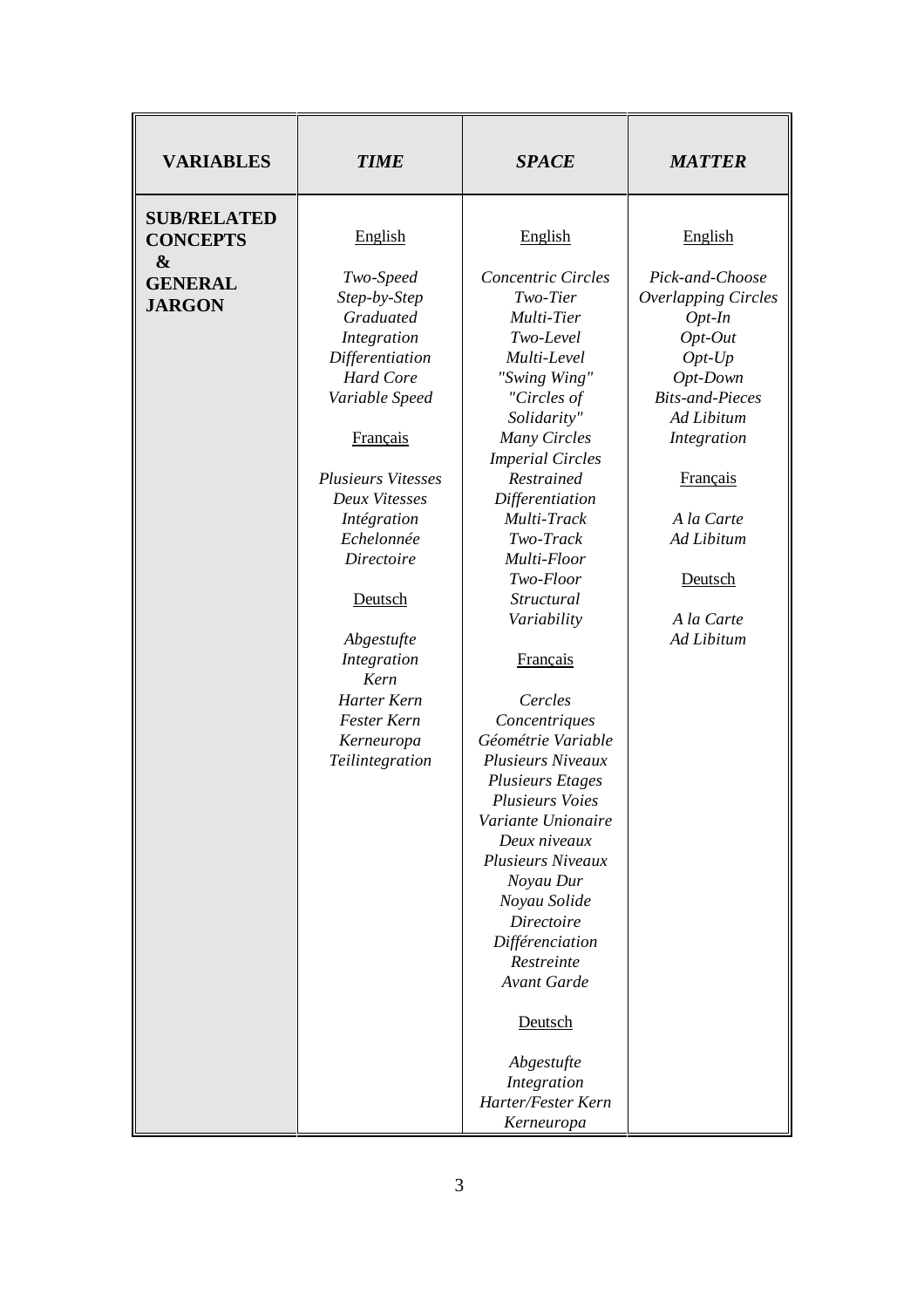| VARIABLES | *TIME* | *SPACE* | *MATTER* |
|---|---|---|---|
| **SUB/RELATED CONCEPTS & GENERAL JARGON** | English<br><br>*Two-Speed*<br>*Step-by-Step*<br>*Graduated*<br>*Integration*<br>*Differentiation*<br>*Hard Core*<br>*Variable Speed*<br><br>Français<br><br>*Plusieurs Vitesses*<br>*Deux Vitesses*<br>*Intégration*<br>*Echelonnée*<br>*Directoire*<br><br>Deutsch<br><br>*Abgestufte*<br>*Integration*<br>*Kern*<br>*Harter Kern*<br>*Fester Kern*<br>*Kerneuropa*<br>*Teilintegration* | English<br><br>*Concentric Circles*<br>*Two-Tier*<br>*Multi-Tier*<br>*Two-Level*<br>*Multi-Level*<br>*"Swing Wing"*<br>*"Circles of Solidarity"*<br>*Many Circles*<br>*Imperial Circles*<br>*Restrained Differentiation*<br>*Multi-Track*<br>*Two-Track*<br>*Multi-Floor*<br>*Two-Floor*<br>*Structural Variability*<br><br>Français<br><br>*Cercles Concentriques*<br>*Géométrie Variable*<br>*Plusieurs Niveaux*<br>*Plusieurs Etages*<br>*Plusieurs Voies*<br>*Variante Unionaire*<br>*Deux niveaux*<br>*Plusieurs Niveaux*<br>*Noyau Dur*<br>*Noyau Solide*<br>*Directoire*<br>*Différenciation*<br>*Restreinte*<br>*Avant Garde*<br><br>Deutsch<br><br>*Abgestufte*<br>*Integration*<br>*Harter/Fester Kern*<br>*Kerneuropa* | English<br><br>*Pick-and-Choose*<br>*Overlapping Circles*<br>*Opt-In*<br>*Opt-Out*<br>*Opt-Up*<br>*Opt-Down*<br>*Bits-and-Pieces*<br>*Ad Libitum*<br>*Integration*<br><br>Français<br><br>*A la Carte*<br>*Ad Libitum*<br><br>Deutsch<br><br>*A la Carte*<br>*Ad Libitum* |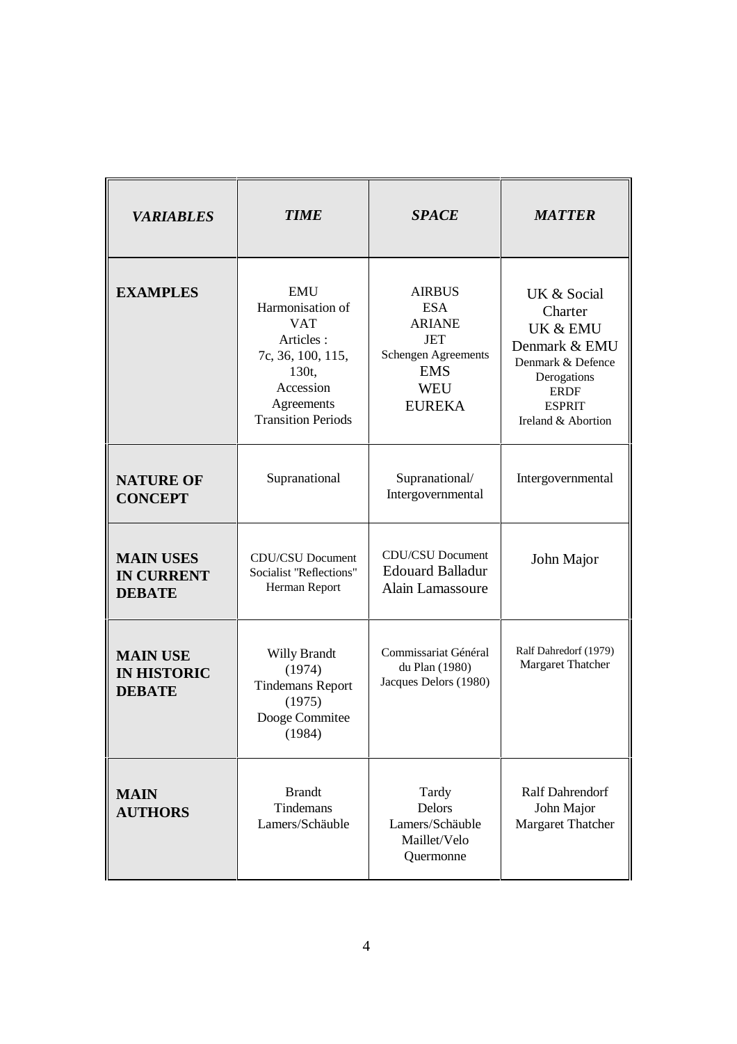| *VARIABLES* | *TIME* | *SPACE* | *MATTER* |
|---|---|---|---|
| **EXAMPLES** | EMU<br>Harmonisation of VAT<br>Articles :<br>7c, 36, 100, 115, 130t,<br>Accession Agreements<br>Transition Periods | AIRBUS<br>ESA<br>ARIANE<br>JET<br>Schengen Agreements<br>EMS<br>WEU<br>EUREKA | UK & Social Charter<br>UK & EMU<br>Denmark & EMU<br>Denmark & Defence Derogations<br>ERDF<br>ESPRIT<br>Ireland & Abortion |
| **NATURE OF CONCEPT** | Supranational | Supranational/ Intergovernmental | Intergovernmental |
| **MAIN USES IN CURRENT DEBATE** | CDU/CSU Document<br>Socialist "Reflections"<br>Herman Report | CDU/CSU Document<br>Edouard Balladur<br>Alain Lamassoure | John Major |
| **MAIN USE IN HISTORIC DEBATE** | Willy Brandt (1974)<br>Tindemans Report (1975)<br>Dooge Commitee (1984) | Commissariat Général du Plan (1980)<br>Jacques Delors (1980) | Ralf Dahredorf (1979)<br>Margaret Thatcher |
| **MAIN AUTHORS** | Brandt<br>Tindemans<br>Lamers/Schäuble | Tardy<br>Delors<br>Lamers/Schäuble<br>Maillet/Velo<br>Quermonne | Ralf Dahrendorf<br>John Major<br>Margaret Thatcher |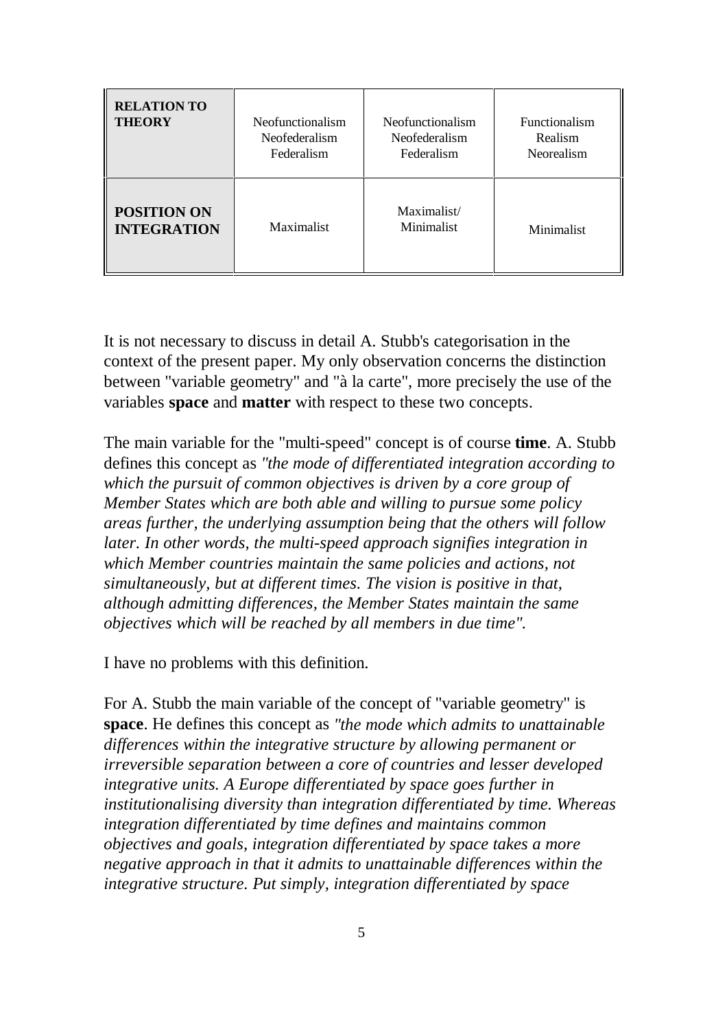| **RELATION TO THEORY** | Neofunctionalism Neofederalism Federalism | Neofunctionalism Neofederalism Federalism | Functionalism Realism Neorealism |
|---|---|---|---|
| **POSITION ON INTEGRATION** | Maximalist | Maximalist/ Minimalist | Minimalist |

It is not necessary to discuss in detail A. Stubb's categorisation in the context of the present paper. My only observation concerns the distinction between "variable geometry" and "à la carte", more precisely the use of the variables **space** and **matter** with respect to these two concepts.

The main variable for the "multi-speed" concept is of course **time**. A. Stubb defines this concept as *"the mode of differentiated integration according to which the pursuit of common objectives is driven by a core group of Member States which are both able and willing to pursue some policy areas further, the underlying assumption being that the others will follow later. In other words, the multi-speed approach signifies integration in which Member countries maintain the same policies and actions, not simultaneously, but at different times. The vision is positive in that, although admitting differences, the Member States maintain the same objectives which will be reached by all members in due time".*

I have no problems with this definition.

For A. Stubb the main variable of the concept of "variable geometry" is **space**. He defines this concept as *"the mode which admits to unattainable differences within the integrative structure by allowing permanent or irreversible separation between a core of countries and lesser developed integrative units. A Europe differentiated by space goes further in institutionalising diversity than integration differentiated by time. Whereas integration differentiated by time defines and maintains common objectives and goals, integration differentiated by space takes a more negative approach in that it admits to unattainable differences within the integrative structure. Put simply, integration differentiated by space*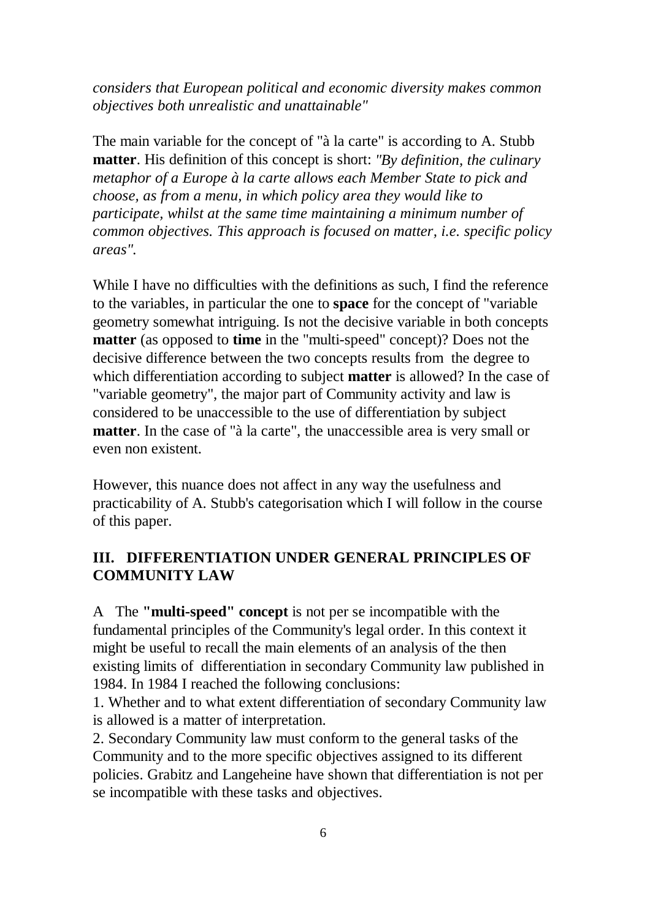*considers that European political and economic diversity makes common objectives both unrealistic and unattainable"*

The main variable for the concept of "à la carte" is according to A. Stubb **matter**. His definition of this concept is short: *"By definition, the culinary metaphor of a Europe à la carte allows each Member State to pick and choose, as from a menu, in which policy area they would like to participate, whilst at the same time maintaining a minimum number of common objectives. This approach is focused on matter, i.e. specific policy areas".*

While I have no difficulties with the definitions as such, I find the reference to the variables, in particular the one to **space** for the concept of "variable geometry somewhat intriguing. Is not the decisive variable in both concepts **matter** (as opposed to **time** in the "multi-speed" concept)? Does not the decisive difference between the two concepts results from the degree to which differentiation according to subject **matter** is allowed? In the case of "variable geometry", the major part of Community activity and law is considered to be unaccessible to the use of differentiation by subject **matter**. In the case of "à la carte", the unaccessible area is very small or even non existent.

However, this nuance does not affect in any way the usefulness and practicability of A. Stubb's categorisation which I will follow in the course of this paper.

## III. DIFFERENTIATION UNDER GENERAL PRINCIPLES OF COMMUNITY LAW

A The **"multi-speed" concept** is not per se incompatible with the fundamental principles of the Community's legal order. In this context it might be useful to recall the main elements of an analysis of the then existing limits of differentiation in secondary Community law published in 1984. In 1984 I reached the following conclusions:

1. Whether and to what extent differentiation of secondary Community law is allowed is a matter of interpretation.
2. Secondary Community law must conform to the general tasks of the Community and to the more specific objectives assigned to its different policies. Grabitz and Langeheine have shown that differentiation is not per se incompatible with these tasks and objectives.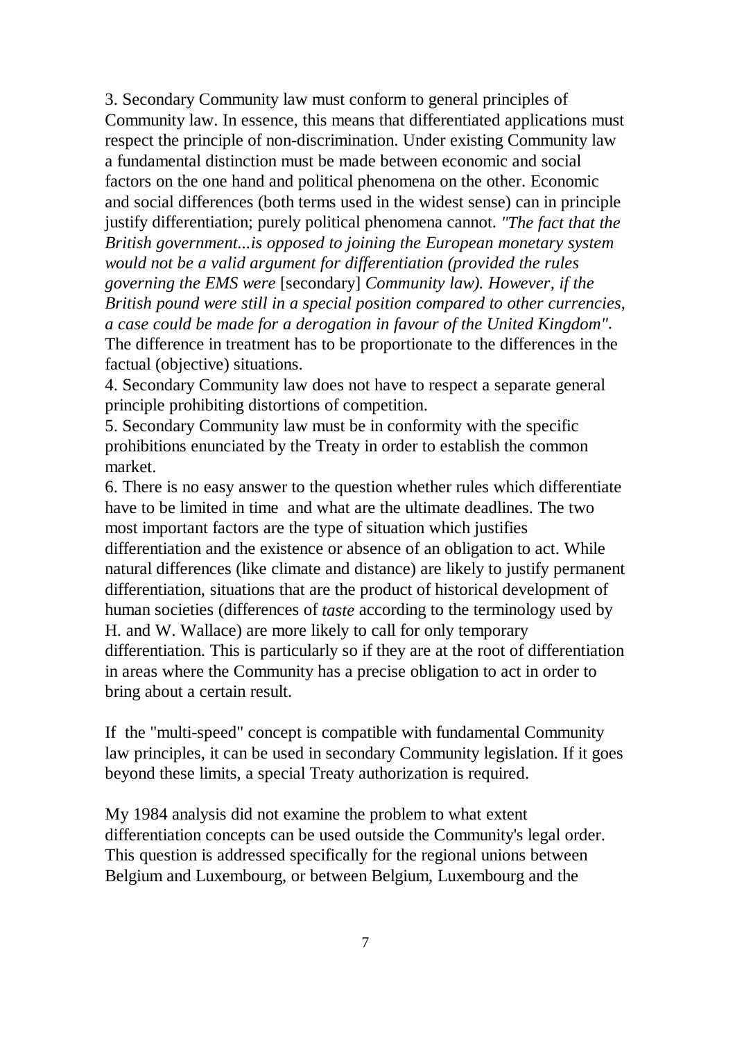3. Secondary Community law must conform to general principles of Community law. In essence, this means that differentiated applications must respect the principle of non-discrimination. Under existing Community law a fundamental distinction must be made between economic and social factors on the one hand and political phenomena on the other. Economic and social differences (both terms used in the widest sense) can in principle justify differentiation; purely political phenomena cannot. *"The fact that the British government...is opposed to joining the European monetary system would not be a valid argument for differentiation (provided the rules governing the EMS were* [secondary] *Community law). However, if the British pound were still in a special position compared to other currencies, a case could be made for a derogation in favour of the United Kingdom".* The difference in treatment has to be proportionate to the differences in the factual (objective) situations.

4. Secondary Community law does not have to respect a separate general principle prohibiting distortions of competition.

5. Secondary Community law must be in conformity with the specific prohibitions enunciated by the Treaty in order to establish the common market.

6. There is no easy answer to the question whether rules which differentiate have to be limited in time and what are the ultimate deadlines. The two most important factors are the type of situation which justifies differentiation and the existence or absence of an obligation to act. While natural differences (like climate and distance) are likely to justify permanent differentiation, situations that are the product of historical development of human societies (differences of *taste* according to the terminology used by H. and W. Wallace) are more likely to call for only temporary differentiation. This is particularly so if they are at the root of differentiation in areas where the Community has a precise obligation to act in order to bring about a certain result.

If the "multi-speed" concept is compatible with fundamental Community law principles, it can be used in secondary Community legislation. If it goes beyond these limits, a special Treaty authorization is required.

My 1984 analysis did not examine the problem to what extent differentiation concepts can be used outside the Community's legal order. This question is addressed specifically for the regional unions between Belgium and Luxembourg, or between Belgium, Luxembourg and the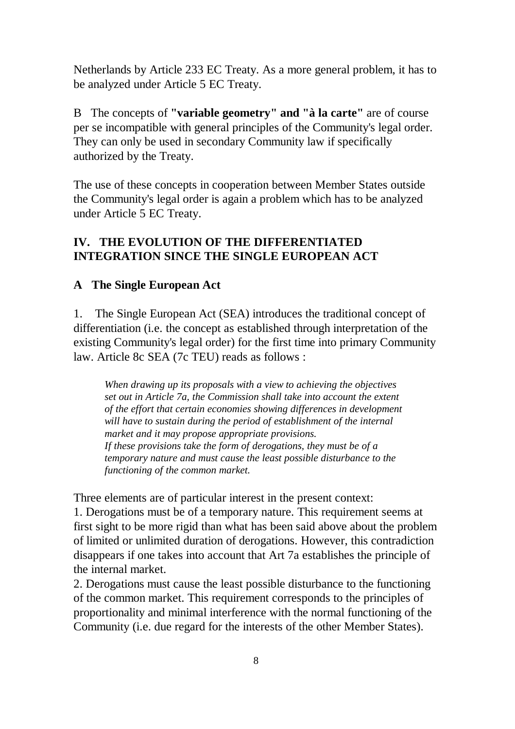Netherlands by Article 233 EC Treaty. As a more general problem, it has to be analyzed under Article 5 EC Treaty.

B The concepts of **"variable geometry" and "à la carte"** are of course per se incompatible with general principles of the Community's legal order. They can only be used in secondary Community law if specifically authorized by the Treaty.

The use of these concepts in cooperation between Member States outside the Community's legal order is again a problem which has to be analyzed under Article 5 EC Treaty.

## IV. THE EVOLUTION OF THE DIFFERENTIATED INTEGRATION SINCE THE SINGLE EUROPEAN ACT

### A The Single European Act

1. The Single European Act (SEA) introduces the traditional concept of differentiation (i.e. the concept as established through interpretation of the existing Community's legal order) for the first time into primary Community law. Article 8c SEA (7c TEU) reads as follows :

> *When drawing up its proposals with a view to achieving the objectives set out in Article 7a, the Commission shall take into account the extent of the effort that certain economies showing differences in development will have to sustain during the period of establishment of the internal market and it may propose appropriate provisions.*
> *If these provisions take the form of derogations, they must be of a temporary nature and must cause the least possible disturbance to the functioning of the common market.*

Three elements are of particular interest in the present context:

1. Derogations must be of a temporary nature. This requirement seems at first sight to be more rigid than what has been said above about the problem of limited or unlimited duration of derogations. However, this contradiction disappears if one takes into account that Art 7a establishes the principle of the internal market.
2. Derogations must cause the least possible disturbance to the functioning of the common market. This requirement corresponds to the principles of proportionality and minimal interference with the normal functioning of the Community (i.e. due regard for the interests of the other Member States).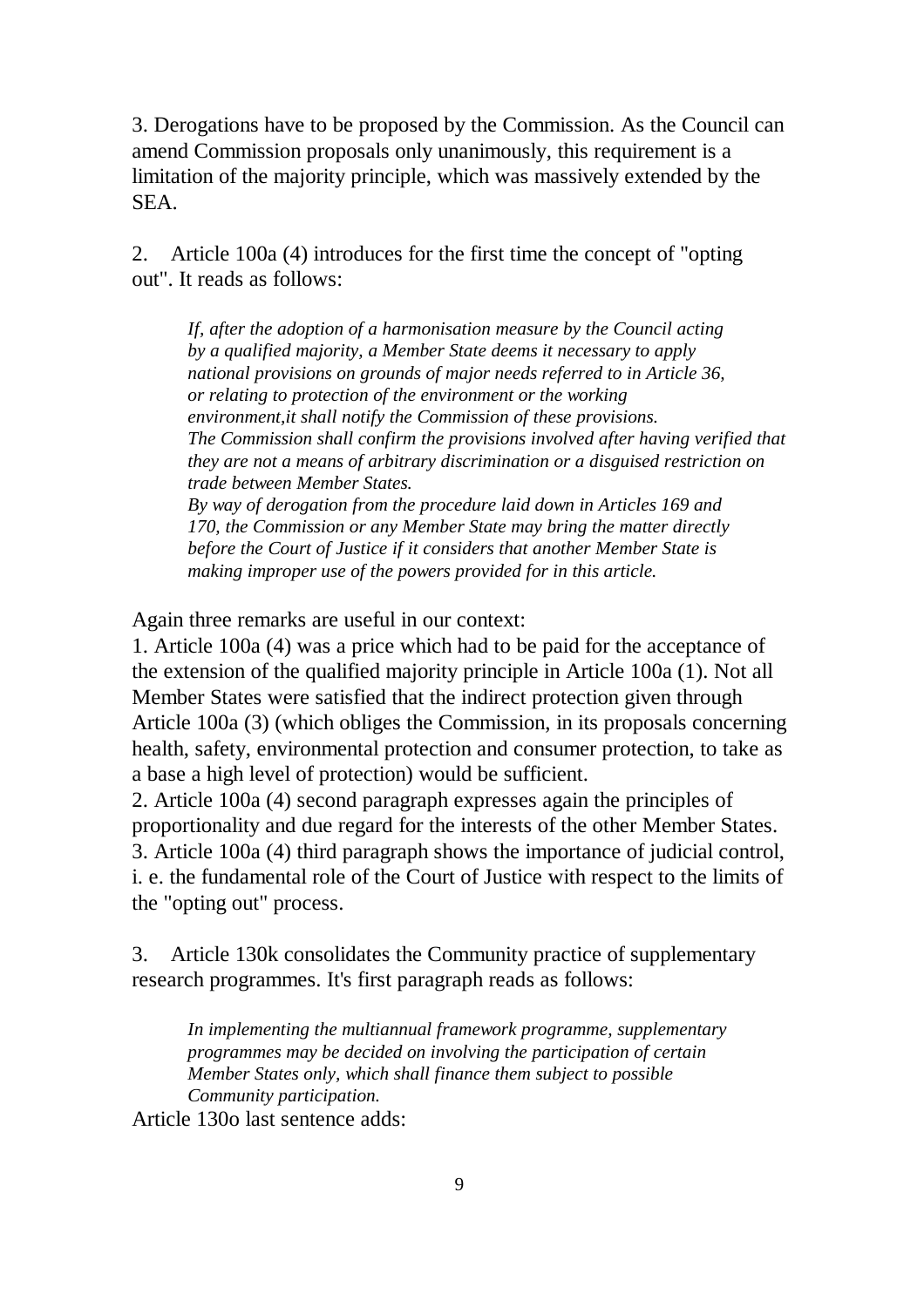3. Derogations have to be proposed by the Commission. As the Council can amend Commission proposals only unanimously, this requirement is a limitation of the majority principle, which was massively extended by the SEA.

2. Article 100a (4) introduces for the first time the concept of "opting out". It reads as follows:

> *If, after the adoption of a harmonisation measure by the Council acting by a qualified majority, a Member State deems it necessary to apply national provisions on grounds of major needs referred to in Article 36, or relating to protection of the environment or the working environment,it shall notify the Commission of these provisions.*
> *The Commission shall confirm the provisions involved after having verified that they are not a means of arbitrary discrimination or a disguised restriction on trade between Member States.*
> *By way of derogation from the procedure laid down in Articles 169 and 170, the Commission or any Member State may bring the matter directly before the Court of Justice if it considers that another Member State is making improper use of the powers provided for in this article.*

Again three remarks are useful in our context:

1. Article 100a (4) was a price which had to be paid for the acceptance of the extension of the qualified majority principle in Article 100a (1). Not all Member States were satisfied that the indirect protection given through Article 100a (3) (which obliges the Commission, in its proposals concerning health, safety, environmental protection and consumer protection, to take as a base a high level of protection) would be sufficient.
2. Article 100a (4) second paragraph expresses again the principles of proportionality and due regard for the interests of the other Member States.
3. Article 100a (4) third paragraph shows the importance of judicial control, i. e. the fundamental role of the Court of Justice with respect to the limits of the "opting out" process.

3. Article 130k consolidates the Community practice of supplementary research programmes. It's first paragraph reads as follows:

> *In implementing the multiannual framework programme, supplementary programmes may be decided on involving the participation of certain Member States only, which shall finance them subject to possible Community participation.*

Article 130o last sentence adds: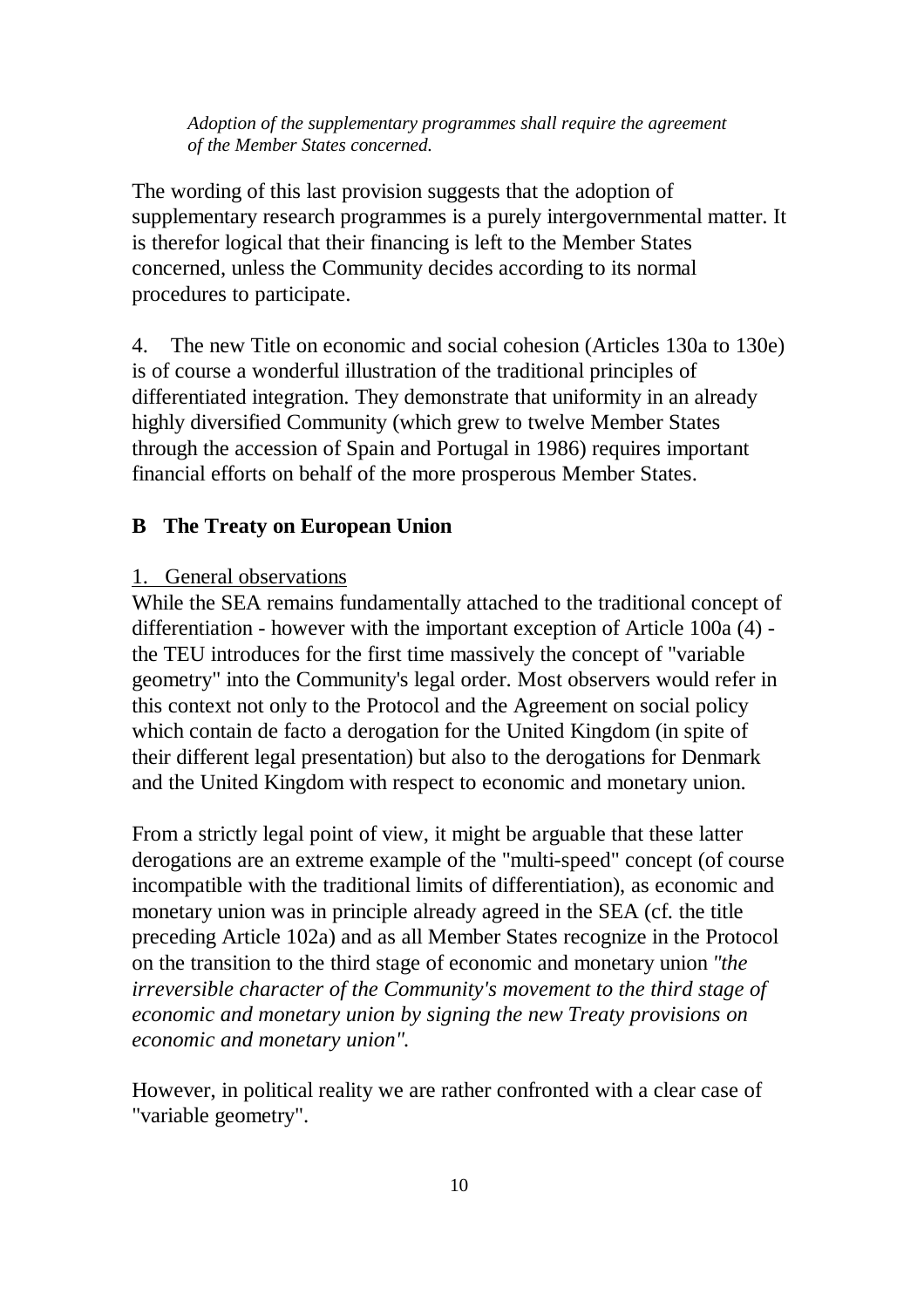*Adoption of the supplementary programmes shall require the agreement of the Member States concerned.*

The wording of this last provision suggests that the adoption of supplementary research programmes is a purely intergovernmental matter. It is therefor logical that their financing is left to the Member States concerned, unless the Community decides according to its normal procedures to participate.

4. The new Title on economic and social cohesion (Articles 130a to 130e) is of course a wonderful illustration of the traditional principles of differentiated integration. They demonstrate that uniformity in an already highly diversified Community (which grew to twelve Member States through the accession of Spain and Portugal in 1986) requires important financial efforts on behalf of the more prosperous Member States.

## B The Treaty on European Union

1. General observations

While the SEA remains fundamentally attached to the traditional concept of differentiation - however with the important exception of Article 100a (4) - the TEU introduces for the first time massively the concept of "variable geometry" into the Community's legal order. Most observers would refer in this context not only to the Protocol and the Agreement on social policy which contain de facto a derogation for the United Kingdom (in spite of their different legal presentation) but also to the derogations for Denmark and the United Kingdom with respect to economic and monetary union.

From a strictly legal point of view, it might be arguable that these latter derogations are an extreme example of the "multi-speed" concept (of course incompatible with the traditional limits of differentiation), as economic and monetary union was in principle already agreed in the SEA (cf. the title preceding Article 102a) and as all Member States recognize in the Protocol on the transition to the third stage of economic and monetary union *"the irreversible character of the Community's movement to the third stage of economic and monetary union by signing the new Treaty provisions on economic and monetary union".*

However, in political reality we are rather confronted with a clear case of "variable geometry".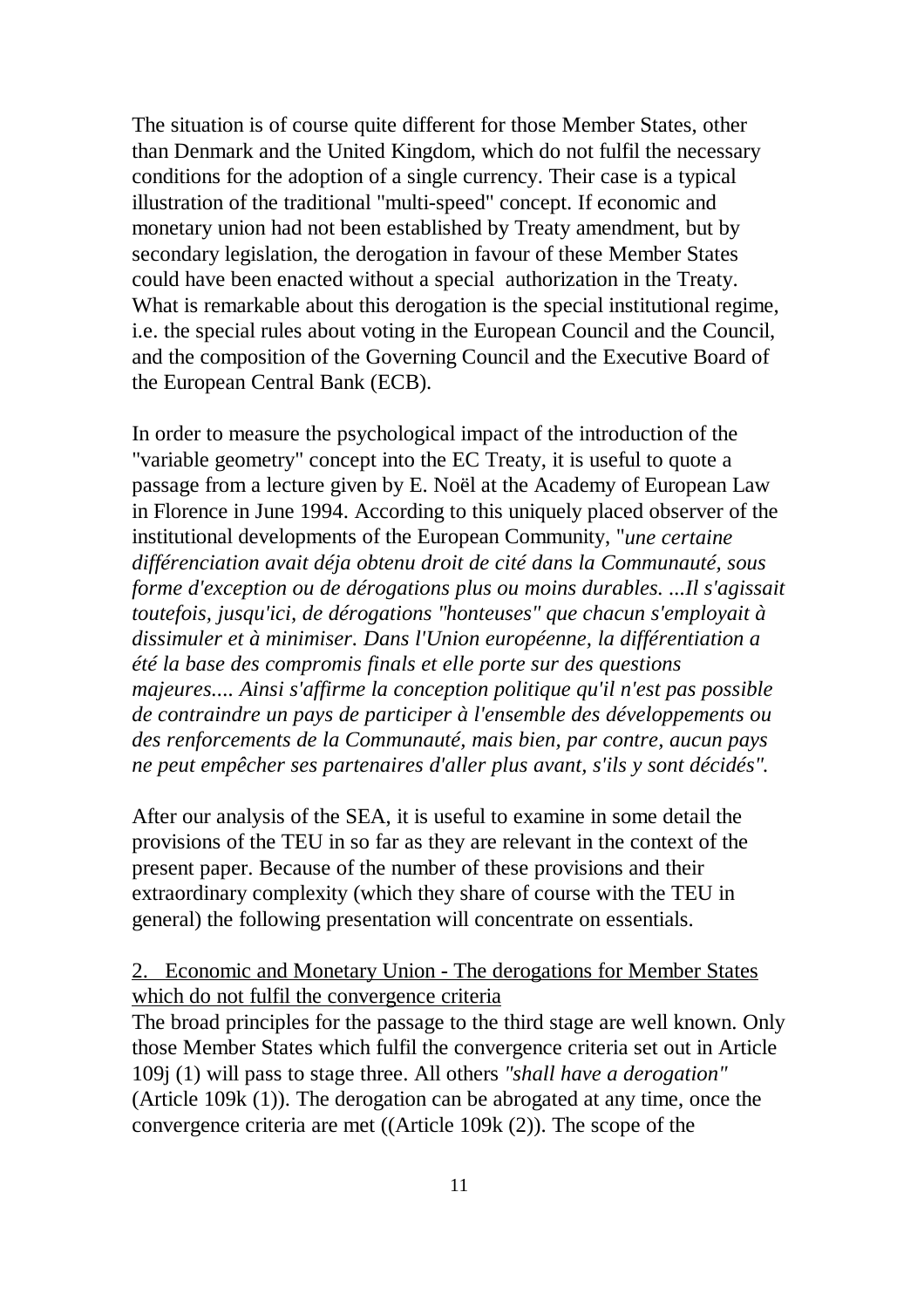The situation is of course quite different for those Member States, other than Denmark and the United Kingdom, which do not fulfil the necessary conditions for the adoption of a single currency. Their case is a typical illustration of the traditional "multi-speed" concept. If economic and monetary union had not been established by Treaty amendment, but by secondary legislation, the derogation in favour of these Member States could have been enacted without a special authorization in the Treaty. What is remarkable about this derogation is the special institutional regime, i.e. the special rules about voting in the European Council and the Council, and the composition of the Governing Council and the Executive Board of the European Central Bank (ECB).

In order to measure the psychological impact of the introduction of the "variable geometry" concept into the EC Treaty, it is useful to quote a passage from a lecture given by E. Noël at the Academy of European Law in Florence in June 1994. According to this uniquely placed observer of the institutional developments of the European Community, "*une certaine différenciation avait déja obtenu droit de cité dans la Communauté, sous forme d'exception ou de dérogations plus ou moins durables. ...Il s'agissait toutefois, jusqu'ici, de dérogations "honteuses" que chacun s'employait à dissimuler et à minimiser. Dans l'Union européenne, la différentiation a été la base des compromis finals et elle porte sur des questions majeures.... Ainsi s'affirme la conception politique qu'il n'est pas possible de contraindre un pays de participer à l'ensemble des développements ou des renforcements de la Communauté, mais bien, par contre, aucun pays ne peut empêcher ses partenaires d'aller plus avant, s'ils y sont décidés".*

After our analysis of the SEA, it is useful to examine in some detail the provisions of the TEU in so far as they are relevant in the context of the present paper. Because of the number of these provisions and their extraordinary complexity (which they share of course with the TEU in general) the following presentation will concentrate on essentials.

## 2. Economic and Monetary Union - The derogations for Member States which do not fulfil the convergence criteria

The broad principles for the passage to the third stage are well known. Only those Member States which fulfil the convergence criteria set out in Article 109j (1) will pass to stage three. All others *"shall have a derogation"* (Article 109k (1)). The derogation can be abrogated at any time, once the convergence criteria are met ((Article 109k (2)). The scope of the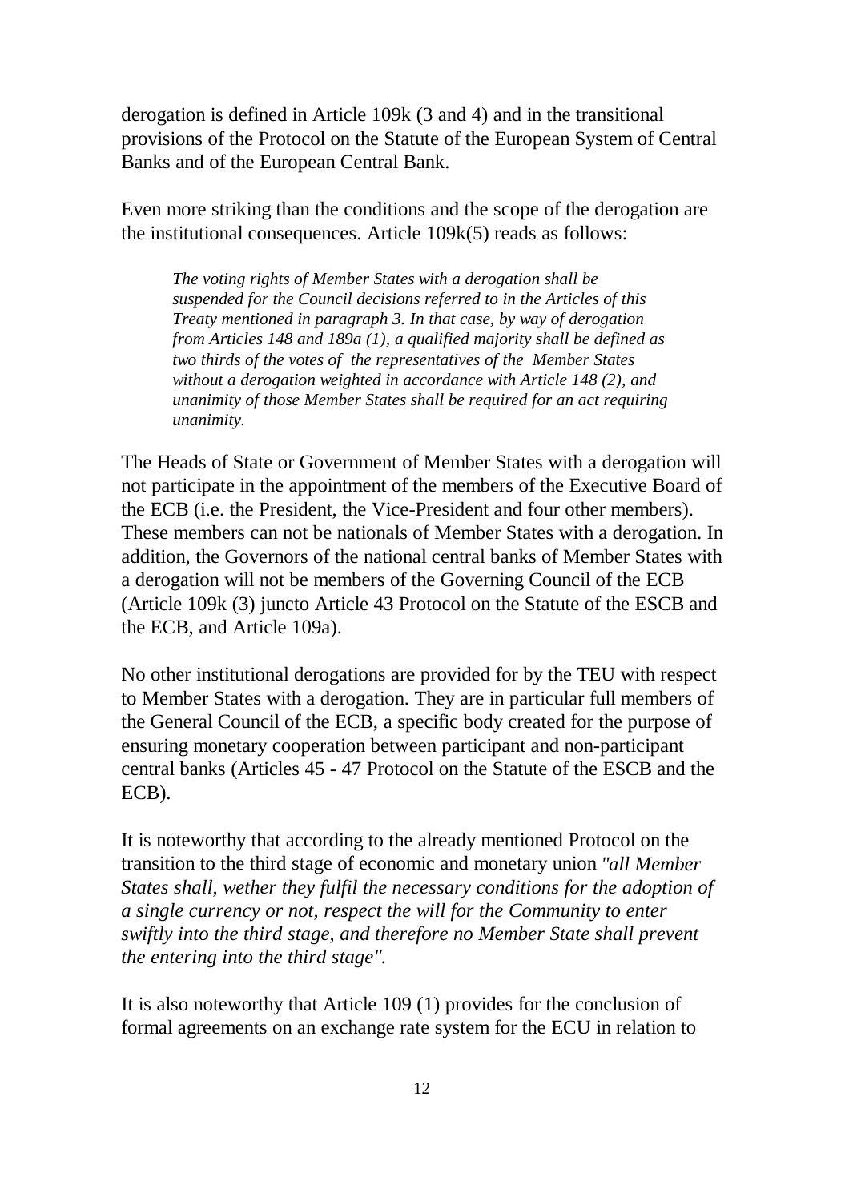derogation is defined in Article 109k (3 and 4) and in the transitional provisions of the Protocol on the Statute of the European System of Central Banks and of the European Central Bank.

Even more striking than the conditions and the scope of the derogation are the institutional consequences. Article 109k(5) reads as follows:

> *The voting rights of Member States with a derogation shall be suspended for the Council decisions referred to in the Articles of this Treaty mentioned in paragraph 3. In that case, by way of derogation from Articles 148 and 189a (1), a qualified majority shall be defined as two thirds of the votes of the representatives of the Member States without a derogation weighted in accordance with Article 148 (2), and unanimity of those Member States shall be required for an act requiring unanimity.*

The Heads of State or Government of Member States with a derogation will not participate in the appointment of the members of the Executive Board of the ECB (i.e. the President, the Vice-President and four other members). These members can not be nationals of Member States with a derogation. In addition, the Governors of the national central banks of Member States with a derogation will not be members of the Governing Council of the ECB (Article 109k (3) juncto Article 43 Protocol on the Statute of the ESCB and the ECB, and Article 109a).

No other institutional derogations are provided for by the TEU with respect to Member States with a derogation. They are in particular full members of the General Council of the ECB, a specific body created for the purpose of ensuring monetary cooperation between participant and non-participant central banks (Articles 45 - 47 Protocol on the Statute of the ESCB and the ECB).

It is noteworthy that according to the already mentioned Protocol on the transition to the third stage of economic and monetary union *"all Member States shall, wether they fulfil the necessary conditions for the adoption of a single currency or not, respect the will for the Community to enter swiftly into the third stage, and therefore no Member State shall prevent the entering into the third stage".*

It is also noteworthy that Article 109 (1) provides for the conclusion of formal agreements on an exchange rate system for the ECU in relation to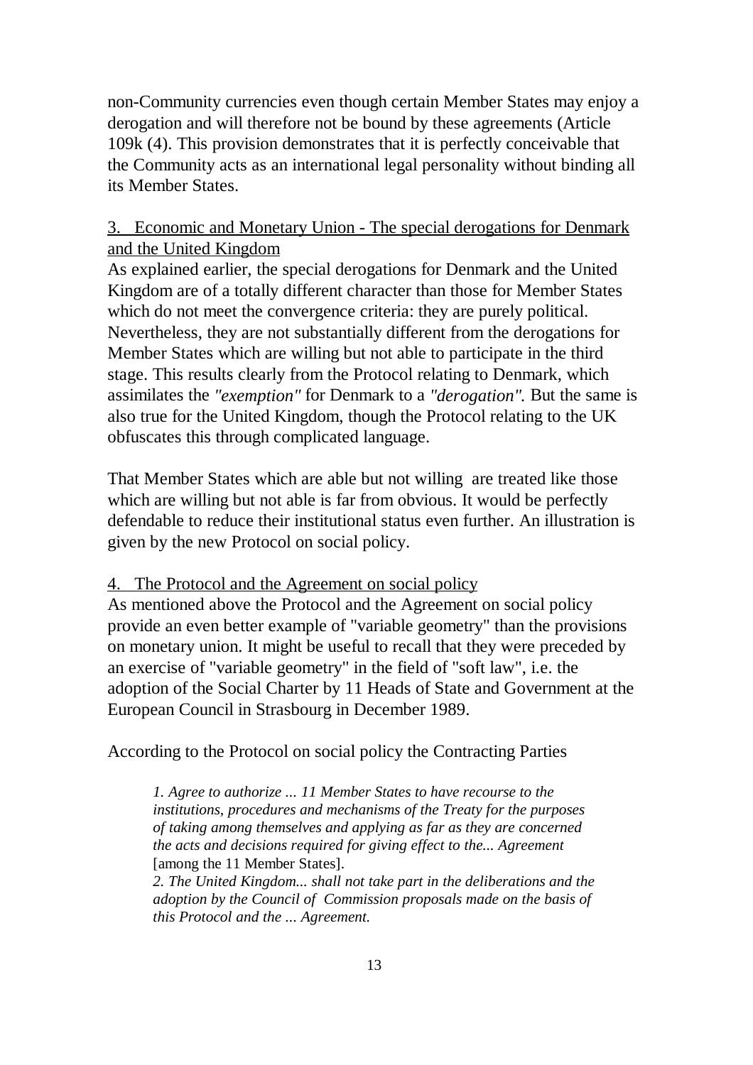non-Community currencies even though certain Member States may enjoy a derogation and will therefore not be bound by these agreements (Article 109k (4). This provision demonstrates that it is perfectly conceivable that the Community acts as an international legal personality without binding all its Member States.

### 3. Economic and Monetary Union - The special derogations for Denmark and the United Kingdom

As explained earlier, the special derogations for Denmark and the United Kingdom are of a totally different character than those for Member States which do not meet the convergence criteria: they are purely political. Nevertheless, they are not substantially different from the derogations for Member States which are willing but not able to participate in the third stage. This results clearly from the Protocol relating to Denmark, which assimilates the *"exemption"* for Denmark to a *"derogation".* But the same is also true for the United Kingdom, though the Protocol relating to the UK obfuscates this through complicated language.

That Member States which are able but not willing are treated like those which are willing but not able is far from obvious. It would be perfectly defendable to reduce their institutional status even further. An illustration is given by the new Protocol on social policy.

### 4. The Protocol and the Agreement on social policy

As mentioned above the Protocol and the Agreement on social policy provide an even better example of "variable geometry" than the provisions on monetary union. It might be useful to recall that they were preceded by an exercise of "variable geometry" in the field of "soft law", i.e. the adoption of the Social Charter by 11 Heads of State and Government at the European Council in Strasbourg in December 1989.

According to the Protocol on social policy the Contracting Parties

> *1. Agree to authorize ... 11 Member States to have recourse to the institutions, procedures and mechanisms of the Treaty for the purposes of taking among themselves and applying as far as they are concerned the acts and decisions required for giving effect to the... Agreement* [among the 11 Member States].
> *2. The United Kingdom... shall not take part in the deliberations and the adoption by the Council of Commission proposals made on the basis of this Protocol and the ... Agreement.*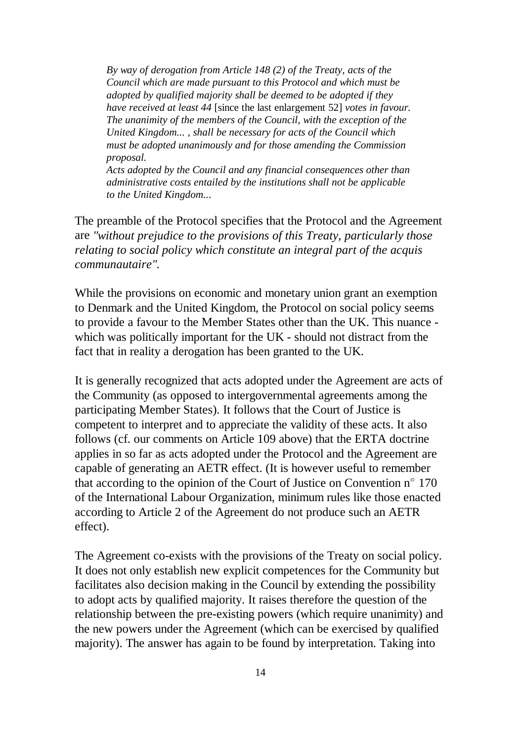> *By way of derogation from Article 148 (2) of the Treaty, acts of the Council which are made pursuant to this Protocol and which must be adopted by qualified majority shall be deemed to be adopted if they have received at least 44* [since the last enlargement 52] *votes in favour. The unanimity of the members of the Council, with the exception of the United Kingdom... , shall be necessary for acts of the Council which must be adopted unanimously and for those amending the Commission proposal.*
> *Acts adopted by the Council and any financial consequences other than administrative costs entailed by the institutions shall not be applicable to the United Kingdom...*

The preamble of the Protocol specifies that the Protocol and the Agreement are *"without prejudice to the provisions of this Treaty, particularly those relating to social policy which constitute an integral part of the acquis communautaire".*

While the provisions on economic and monetary union grant an exemption to Denmark and the United Kingdom, the Protocol on social policy seems to provide a favour to the Member States other than the UK. This nuance - which was politically important for the UK - should not distract from the fact that in reality a derogation has been granted to the UK.

It is generally recognized that acts adopted under the Agreement are acts of the Community (as opposed to intergovernmental agreements among the participating Member States). It follows that the Court of Justice is competent to interpret and to appreciate the validity of these acts. It also follows (cf. our comments on Article 109 above) that the ERTA doctrine applies in so far as acts adopted under the Protocol and the Agreement are capable of generating an AETR effect. (It is however useful to remember that according to the opinion of the Court of Justice on Convention n° 170 of the International Labour Organization, minimum rules like those enacted according to Article 2 of the Agreement do not produce such an AETR effect).

The Agreement co-exists with the provisions of the Treaty on social policy. It does not only establish new explicit competences for the Community but facilitates also decision making in the Council by extending the possibility to adopt acts by qualified majority. It raises therefore the question of the relationship between the pre-existing powers (which require unanimity) and the new powers under the Agreement (which can be exercised by qualified majority). The answer has again to be found by interpretation. Taking into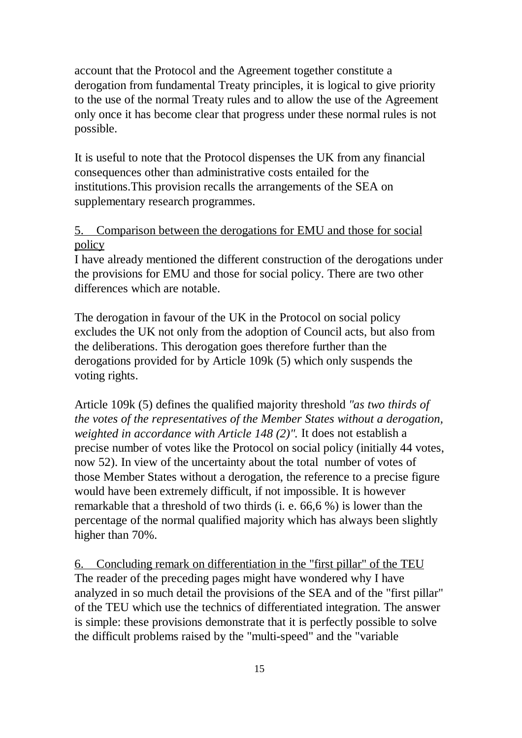account that the Protocol and the Agreement together constitute a derogation from fundamental Treaty principles, it is logical to give priority to the use of the normal Treaty rules and to allow the use of the Agreement only once it has become clear that progress under these normal rules is not possible.

It is useful to note that the Protocol dispenses the UK from any financial consequences other than administrative costs entailed for the institutions.This provision recalls the arrangements of the SEA on supplementary research programmes.

### 5. Comparison between the derogations for EMU and those for social policy

I have already mentioned the different construction of the derogations under the provisions for EMU and those for social policy. There are two other differences which are notable.

The derogation in favour of the UK in the Protocol on social policy excludes the UK not only from the adoption of Council acts, but also from the deliberations. This derogation goes therefore further than the derogations provided for by Article 109k (5) which only suspends the voting rights.

Article 109k (5) defines the qualified majority threshold *"as two thirds of the votes of the representatives of the Member States without a derogation, weighted in accordance with Article 148 (2)".* It does not establish a precise number of votes like the Protocol on social policy (initially 44 votes, now 52). In view of the uncertainty about the total number of votes of those Member States without a derogation, the reference to a precise figure would have been extremely difficult, if not impossible. It is however remarkable that a threshold of two thirds (i. e. 66,6 %) is lower than the percentage of the normal qualified majority which has always been slightly higher than 70%.

### 6. Concluding remark on differentiation in the "first pillar" of the TEU

The reader of the preceding pages might have wondered why I have analyzed in so much detail the provisions of the SEA and of the "first pillar" of the TEU which use the technics of differentiated integration. The answer is simple: these provisions demonstrate that it is perfectly possible to solve the difficult problems raised by the "multi-speed" and the "variable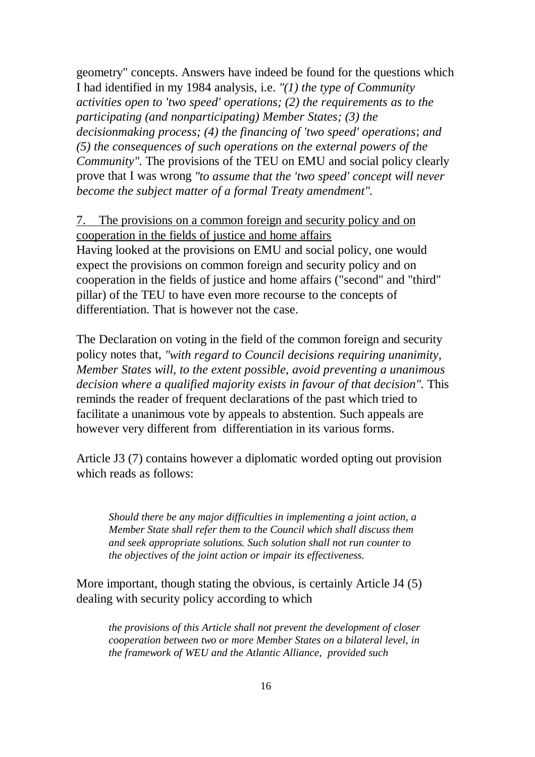geometry" concepts. Answers have indeed be found for the questions which I had identified in my 1984 analysis, i.e. *"(1) the type of Community activities open to 'two speed' operations; (2) the requirements as to the participating (and nonparticipating) Member States; (3) the decisionmaking process; (4) the financing of 'two speed' operations; and (5) the consequences of such operations on the external powers of the Community".* The provisions of the TEU on EMU and social policy clearly prove that I was wrong *"to assume that the 'two speed' concept will never become the subject matter of a formal Treaty amendment".*

## 7. The provisions on a common foreign and security policy and on cooperation in the fields of justice and home affairs

Having looked at the provisions on EMU and social policy, one would expect the provisions on common foreign and security policy and on cooperation in the fields of justice and home affairs ("second" and "third" pillar) of the TEU to have even more recourse to the concepts of differentiation. That is however not the case.

The Declaration on voting in the field of the common foreign and security policy notes that, *"with regard to Council decisions requiring unanimity, Member States will, to the extent possible, avoid preventing a unanimous decision where a qualified majority exists in favour of that decision".* This reminds the reader of frequent declarations of the past which tried to facilitate a unanimous vote by appeals to abstention. Such appeals are however very different from differentiation in its various forms.

Article J3 (7) contains however a diplomatic worded opting out provision which reads as follows:

> *Should there be any major difficulties in implementing a joint action, a Member State shall refer them to the Council which shall discuss them and seek appropriate solutions. Such solution shall not run counter to the objectives of the joint action or impair its effectiveness.*

More important, though stating the obvious, is certainly Article J4 (5) dealing with security policy according to which

> *the provisions of this Article shall not prevent the development of closer cooperation between two or more Member States on a bilateral level, in the framework of WEU and the Atlantic Alliance, provided such*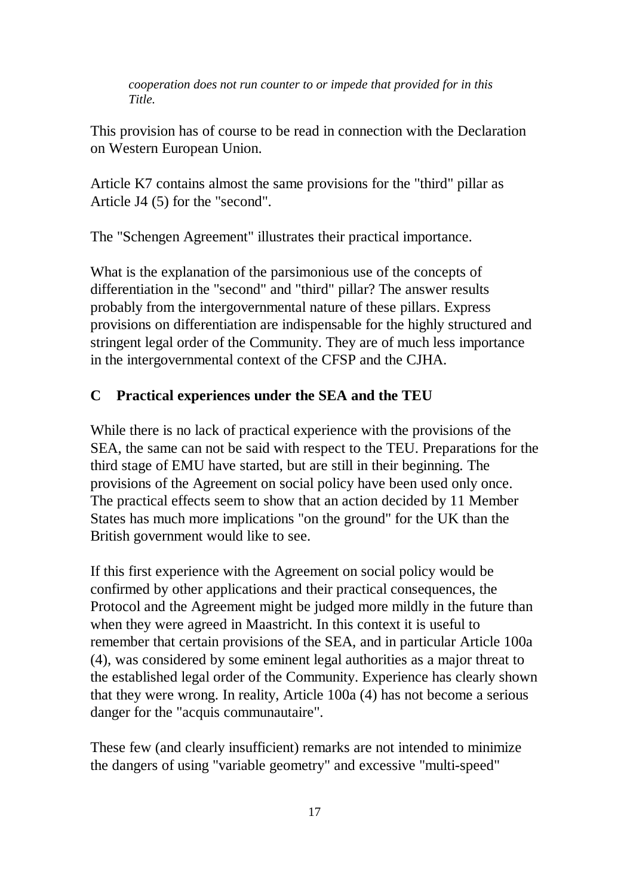*cooperation does not run counter to or impede that provided for in this Title.*

This provision has of course to be read in connection with the Declaration on Western European Union.

Article K7 contains almost the same provisions for the "third" pillar as Article J4 (5) for the "second".

The "Schengen Agreement" illustrates their practical importance.

What is the explanation of the parsimonious use of the concepts of differentiation in the "second" and "third" pillar? The answer results probably from the intergovernmental nature of these pillars. Express provisions on differentiation are indispensable for the highly structured and stringent legal order of the Community. They are of much less importance in the intergovernmental context of the CFSP and the CJHA.

## C Practical experiences under the SEA and the TEU

While there is no lack of practical experience with the provisions of the SEA, the same can not be said with respect to the TEU. Preparations for the third stage of EMU have started, but are still in their beginning. The provisions of the Agreement on social policy have been used only once. The practical effects seem to show that an action decided by 11 Member States has much more implications "on the ground" for the UK than the British government would like to see.

If this first experience with the Agreement on social policy would be confirmed by other applications and their practical consequences, the Protocol and the Agreement might be judged more mildly in the future than when they were agreed in Maastricht. In this context it is useful to remember that certain provisions of the SEA, and in particular Article 100a (4), was considered by some eminent legal authorities as a major threat to the established legal order of the Community. Experience has clearly shown that they were wrong. In reality, Article 100a (4) has not become a serious danger for the "acquis communautaire".

These few (and clearly insufficient) remarks are not intended to minimize the dangers of using "variable geometry" and excessive "multi-speed"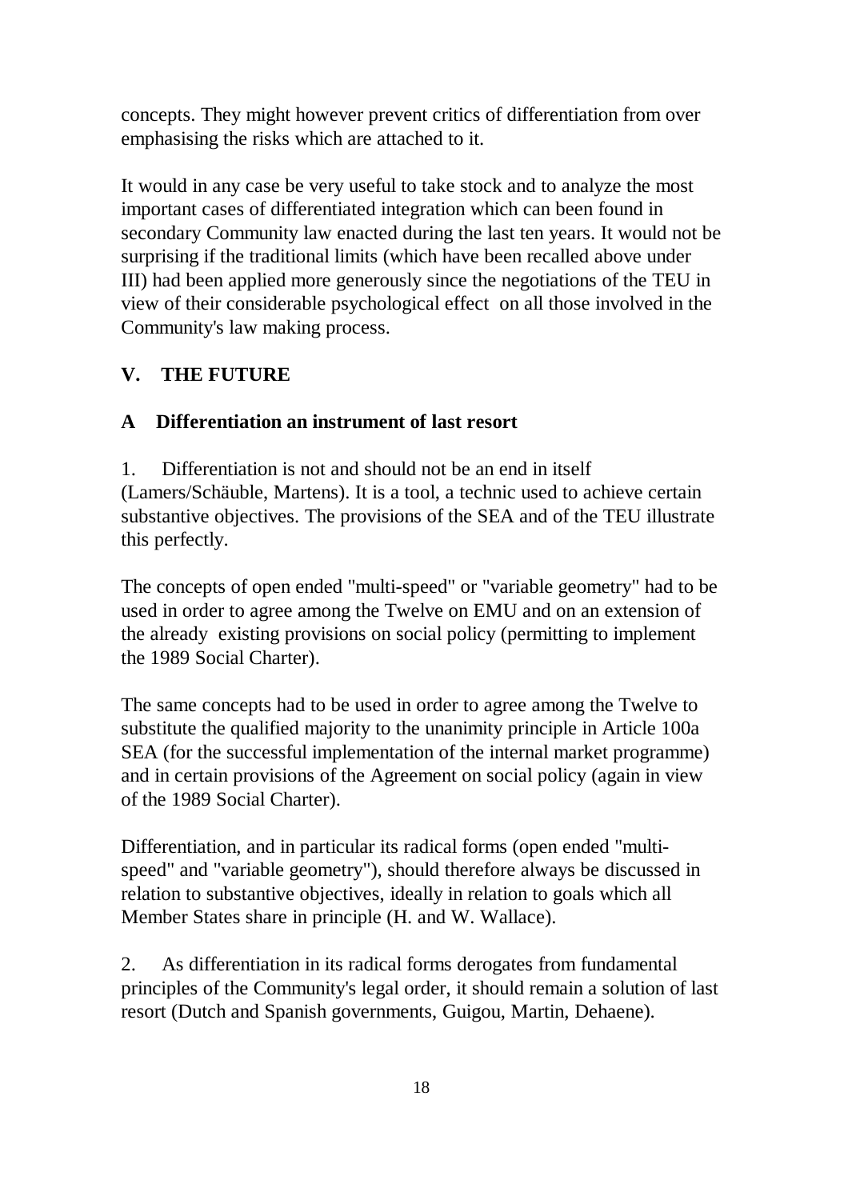concepts. They might however prevent critics of differentiation from over emphasising the risks which are attached to it.

It would in any case be very useful to take stock and to analyze the most important cases of differentiated integration which can been found in secondary Community law enacted during the last ten years. It would not be surprising if the traditional limits (which have been recalled above under III) had been applied more generously since the negotiations of the TEU in view of their considerable psychological effect on all those involved in the Community's law making process.

## V. THE FUTURE

### A Differentiation an instrument of last resort

1. Differentiation is not and should not be an end in itself (Lamers/Schäuble, Martens). It is a tool, a technic used to achieve certain substantive objectives. The provisions of the SEA and of the TEU illustrate this perfectly.

The concepts of open ended "multi-speed" or "variable geometry" had to be used in order to agree among the Twelve on EMU and on an extension of the already existing provisions on social policy (permitting to implement the 1989 Social Charter).

The same concepts had to be used in order to agree among the Twelve to substitute the qualified majority to the unanimity principle in Article 100a SEA (for the successful implementation of the internal market programme) and in certain provisions of the Agreement on social policy (again in view of the 1989 Social Charter).

Differentiation, and in particular its radical forms (open ended "multi-speed" and "variable geometry"), should therefore always be discussed in relation to substantive objectives, ideally in relation to goals which all Member States share in principle (H. and W. Wallace).

2. As differentiation in its radical forms derogates from fundamental principles of the Community's legal order, it should remain a solution of last resort (Dutch and Spanish governments, Guigou, Martin, Dehaene).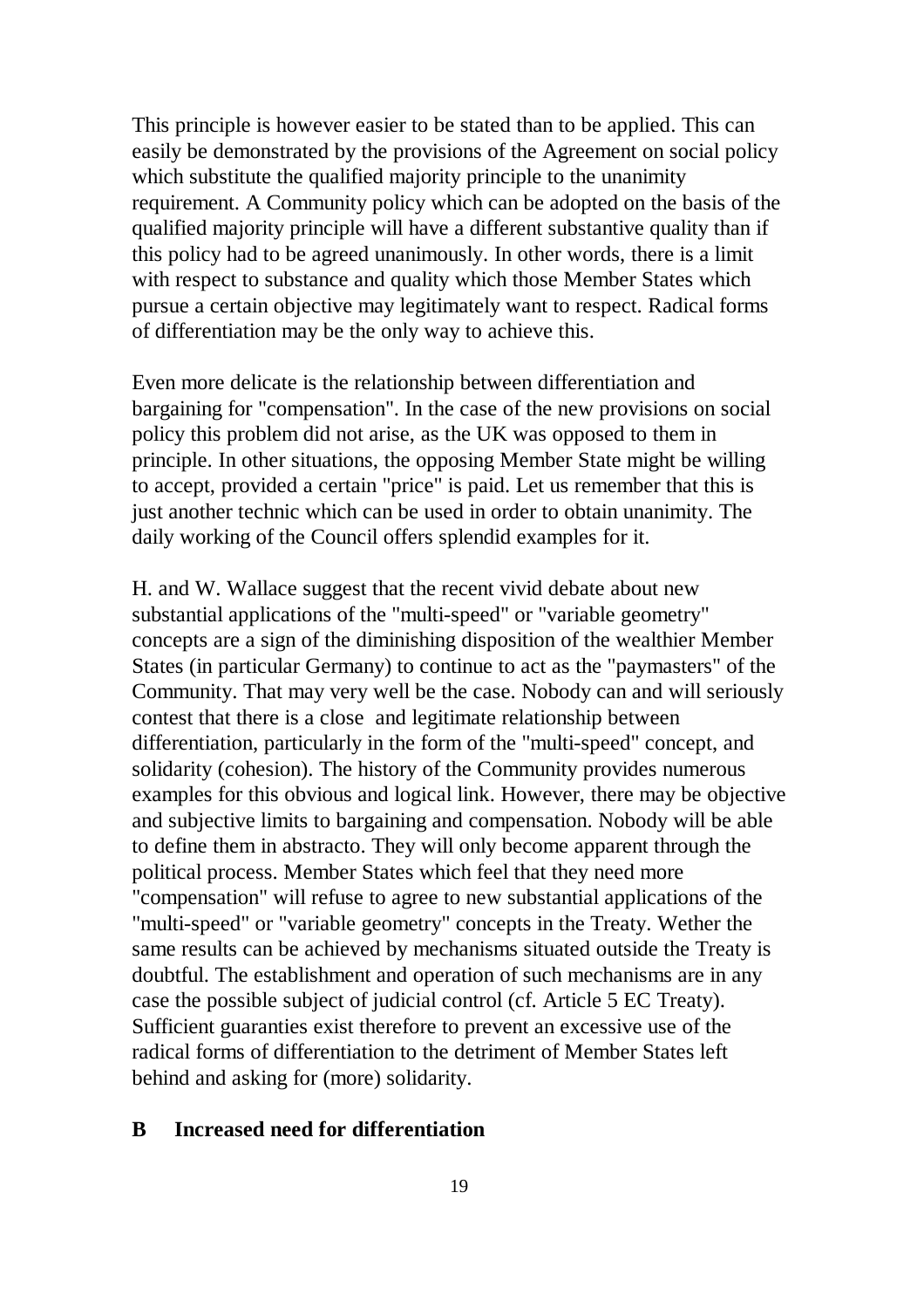This principle is however easier to be stated than to be applied. This can easily be demonstrated by the provisions of the Agreement on social policy which substitute the qualified majority principle to the unanimity requirement. A Community policy which can be adopted on the basis of the qualified majority principle will have a different substantive quality than if this policy had to be agreed unanimously. In other words, there is a limit with respect to substance and quality which those Member States which pursue a certain objective may legitimately want to respect. Radical forms of differentiation may be the only way to achieve this.

Even more delicate is the relationship between differentiation and bargaining for "compensation". In the case of the new provisions on social policy this problem did not arise, as the UK was opposed to them in principle. In other situations, the opposing Member State might be willing to accept, provided a certain "price" is paid. Let us remember that this is just another technic which can be used in order to obtain unanimity. The daily working of the Council offers splendid examples for it.

H. and W. Wallace suggest that the recent vivid debate about new substantial applications of the "multi-speed" or "variable geometry" concepts are a sign of the diminishing disposition of the wealthier Member States (in particular Germany) to continue to act as the "paymasters" of the Community. That may very well be the case. Nobody can and will seriously contest that there is a close and legitimate relationship between differentiation, particularly in the form of the "multi-speed" concept, and solidarity (cohesion). The history of the Community provides numerous examples for this obvious and logical link. However, there may be objective and subjective limits to bargaining and compensation. Nobody will be able to define them in abstracto. They will only become apparent through the political process. Member States which feel that they need more "compensation" will refuse to agree to new substantial applications of the "multi-speed" or "variable geometry" concepts in the Treaty. Wether the same results can be achieved by mechanisms situated outside the Treaty is doubtful. The establishment and operation of such mechanisms are in any case the possible subject of judicial control (cf. Article 5 EC Treaty). Sufficient guaranties exist therefore to prevent an excessive use of the radical forms of differentiation to the detriment of Member States left behind and asking for (more) solidarity.

## B Increased need for differentiation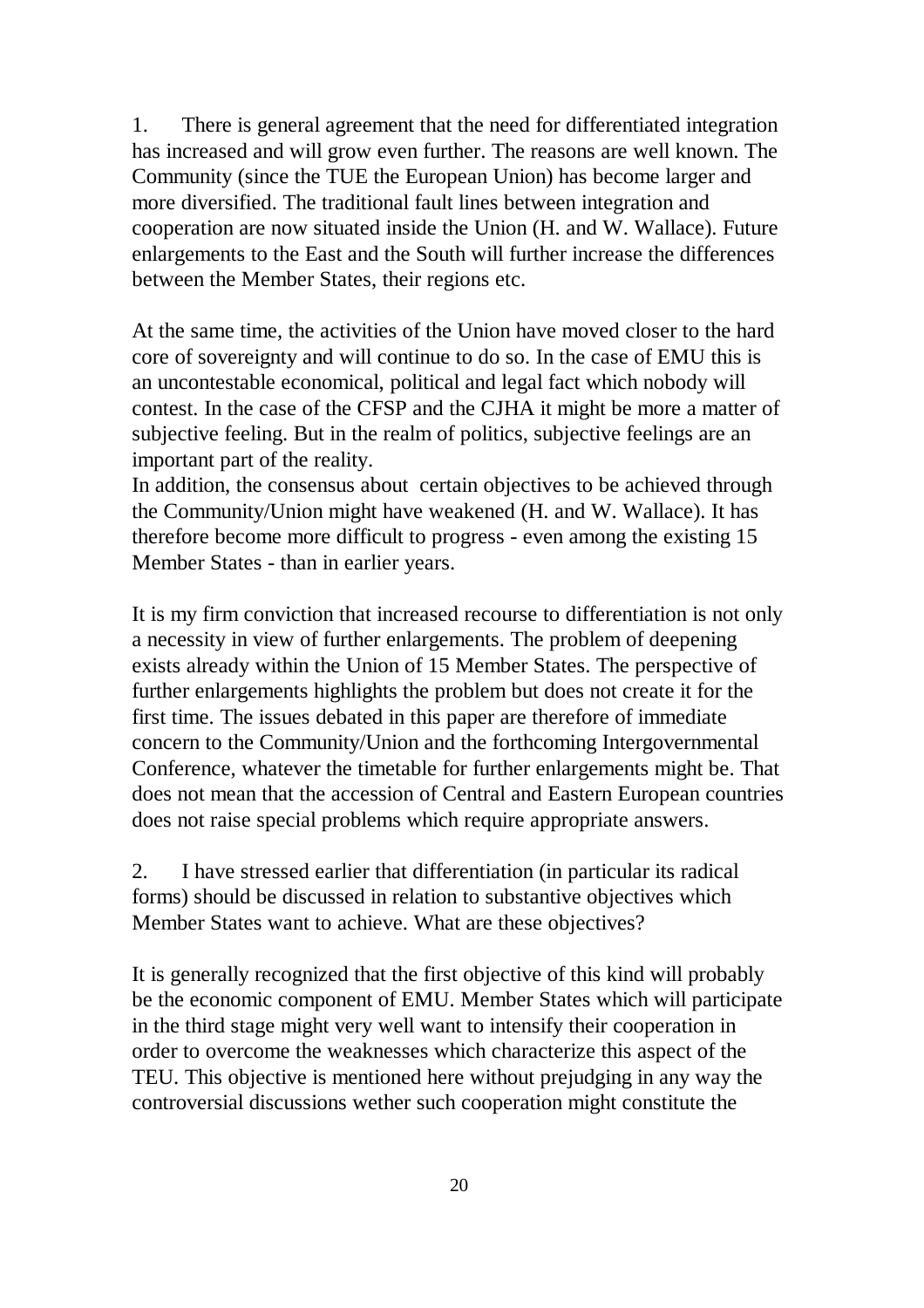1. There is general agreement that the need for differentiated integration has increased and will grow even further. The reasons are well known. The Community (since the TUE the European Union) has become larger and more diversified. The traditional fault lines between integration and cooperation are now situated inside the Union (H. and W. Wallace). Future enlargements to the East and the South will further increase the differences between the Member States, their regions etc.

At the same time, the activities of the Union have moved closer to the hard core of sovereignty and will continue to do so. In the case of EMU this is an uncontestable economical, political and legal fact which nobody will contest. In the case of the CFSP and the CJHA it might be more a matter of subjective feeling. But in the realm of politics, subjective feelings are an important part of the reality.
In addition, the consensus about certain objectives to be achieved through the Community/Union might have weakened (H. and W. Wallace). It has therefore become more difficult to progress - even among the existing 15 Member States - than in earlier years.

It is my firm conviction that increased recourse to differentiation is not only a necessity in view of further enlargements. The problem of deepening exists already within the Union of 15 Member States. The perspective of further enlargements highlights the problem but does not create it for the first time. The issues debated in this paper are therefore of immediate concern to the Community/Union and the forthcoming Intergovernmental Conference, whatever the timetable for further enlargements might be. That does not mean that the accession of Central and Eastern European countries does not raise special problems which require appropriate answers.

2. I have stressed earlier that differentiation (in particular its radical forms) should be discussed in relation to substantive objectives which Member States want to achieve. What are these objectives?

It is generally recognized that the first objective of this kind will probably be the economic component of EMU. Member States which will participate in the third stage might very well want to intensify their cooperation in order to overcome the weaknesses which characterize this aspect of the TEU. This objective is mentioned here without prejudging in any way the controversial discussions wether such cooperation might constitute the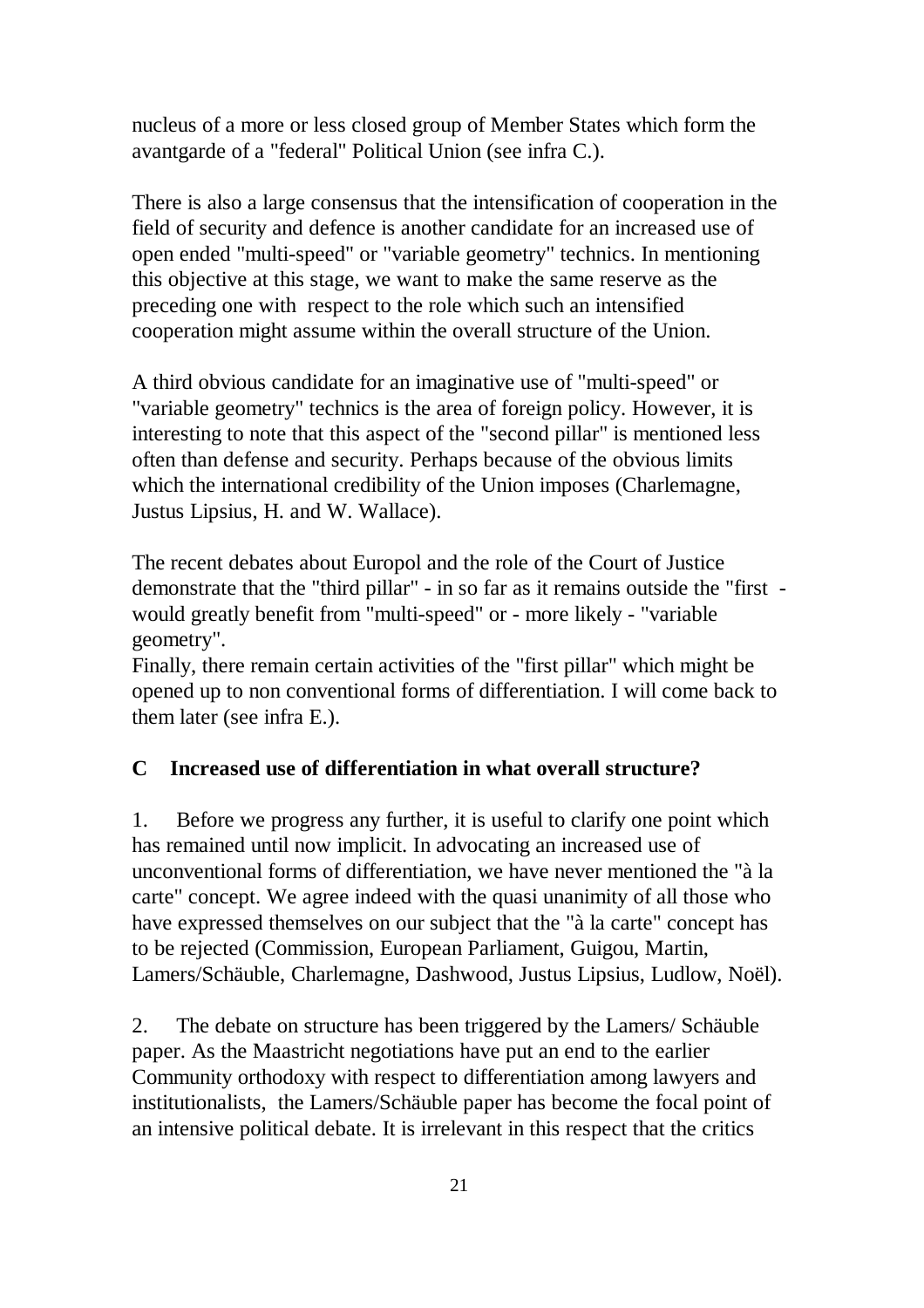nucleus of a more or less closed group of Member States which form the avantgarde of a "federal" Political Union (see infra C.).

There is also a large consensus that the intensification of cooperation in the field of security and defence is another candidate for an increased use of open ended "multi-speed" or "variable geometry" technics. In mentioning this objective at this stage, we want to make the same reserve as the preceding one with respect to the role which such an intensified cooperation might assume within the overall structure of the Union.

A third obvious candidate for an imaginative use of "multi-speed" or "variable geometry" technics is the area of foreign policy. However, it is interesting to note that this aspect of the "second pillar" is mentioned less often than defense and security. Perhaps because of the obvious limits which the international credibility of the Union imposes (Charlemagne, Justus Lipsius, H. and W. Wallace).

The recent debates about Europol and the role of the Court of Justice demonstrate that the "third pillar" - in so far as it remains outside the "first - would greatly benefit from "multi-speed" or - more likely - "variable geometry".

Finally, there remain certain activities of the "first pillar" which might be opened up to non conventional forms of differentiation. I will come back to them later (see infra E.).

## C Increased use of differentiation in what overall structure?

1. Before we progress any further, it is useful to clarify one point which has remained until now implicit. In advocating an increased use of unconventional forms of differentiation, we have never mentioned the "à la carte" concept. We agree indeed with the quasi unanimity of all those who have expressed themselves on our subject that the "à la carte" concept has to be rejected (Commission, European Parliament, Guigou, Martin, Lamers/Schäuble, Charlemagne, Dashwood, Justus Lipsius, Ludlow, Noël).

2. The debate on structure has been triggered by the Lamers/ Schäuble paper. As the Maastricht negotiations have put an end to the earlier Community orthodoxy with respect to differentiation among lawyers and institutionalists, the Lamers/Schäuble paper has become the focal point of an intensive political debate. It is irrelevant in this respect that the critics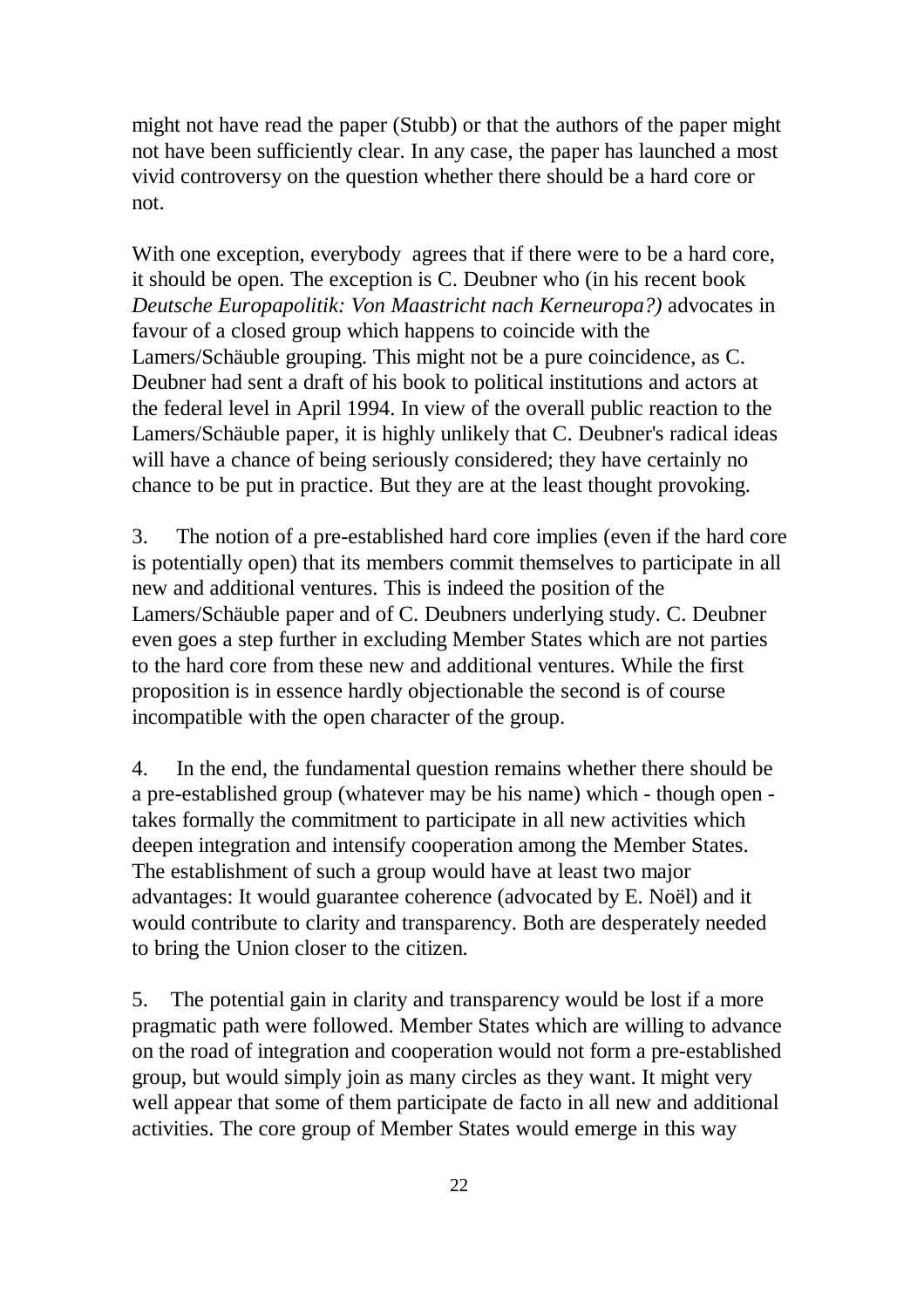might not have read the paper (Stubb) or that the authors of the paper might not have been sufficiently clear. In any case, the paper has launched a most vivid controversy on the question whether there should be a hard core or not.

With one exception, everybody agrees that if there were to be a hard core, it should be open. The exception is C. Deubner who (in his recent book *Deutsche Europapolitik: Von Maastricht nach Kerneuropa?)* advocates in favour of a closed group which happens to coincide with the Lamers/Schäuble grouping. This might not be a pure coincidence, as C. Deubner had sent a draft of his book to political institutions and actors at the federal level in April 1994. In view of the overall public reaction to the Lamers/Schäuble paper, it is highly unlikely that C. Deubner's radical ideas will have a chance of being seriously considered; they have certainly no chance to be put in practice. But they are at the least thought provoking.

3. The notion of a pre-established hard core implies (even if the hard core is potentially open) that its members commit themselves to participate in all new and additional ventures. This is indeed the position of the Lamers/Schäuble paper and of C. Deubners underlying study. C. Deubner even goes a step further in excluding Member States which are not parties to the hard core from these new and additional ventures. While the first proposition is in essence hardly objectionable the second is of course incompatible with the open character of the group.

4. In the end, the fundamental question remains whether there should be a pre-established group (whatever may be his name) which - though open - takes formally the commitment to participate in all new activities which deepen integration and intensify cooperation among the Member States. The establishment of such a group would have at least two major advantages: It would guarantee coherence (advocated by E. Noël) and it would contribute to clarity and transparency. Both are desperately needed to bring the Union closer to the citizen.

5. The potential gain in clarity and transparency would be lost if a more pragmatic path were followed. Member States which are willing to advance on the road of integration and cooperation would not form a pre-established group, but would simply join as many circles as they want. It might very well appear that some of them participate de facto in all new and additional activities. The core group of Member States would emerge in this way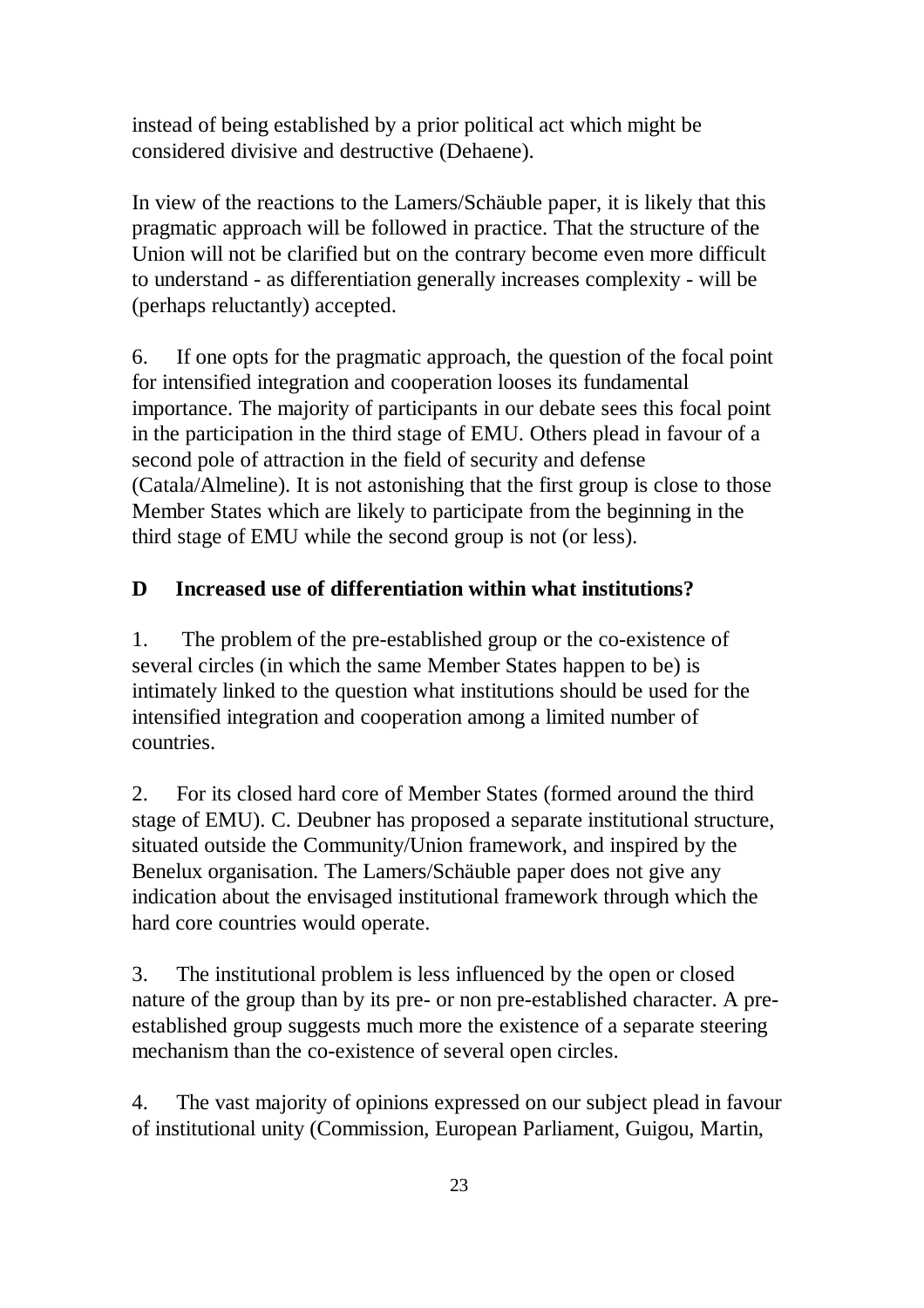instead of being established by a prior political act which might be considered divisive and destructive (Dehaene).

In view of the reactions to the Lamers/Schäuble paper, it is likely that this pragmatic approach will be followed in practice. That the structure of the Union will not be clarified but on the contrary become even more difficult to understand - as differentiation generally increases complexity - will be (perhaps reluctantly) accepted.

6. If one opts for the pragmatic approach, the question of the focal point for intensified integration and cooperation looses its fundamental importance. The majority of participants in our debate sees this focal point in the participation in the third stage of EMU. Others plead in favour of a second pole of attraction in the field of security and defense (Catala/Almeline). It is not astonishing that the first group is close to those Member States which are likely to participate from the beginning in the third stage of EMU while the second group is not (or less).

## D Increased use of differentiation within what institutions?

1. The problem of the pre-established group or the co-existence of several circles (in which the same Member States happen to be) is intimately linked to the question what institutions should be used for the intensified integration and cooperation among a limited number of countries.

2. For its closed hard core of Member States (formed around the third stage of EMU). C. Deubner has proposed a separate institutional structure, situated outside the Community/Union framework, and inspired by the Benelux organisation. The Lamers/Schäuble paper does not give any indication about the envisaged institutional framework through which the hard core countries would operate.

3. The institutional problem is less influenced by the open or closed nature of the group than by its pre- or non pre-established character. A pre-established group suggests much more the existence of a separate steering mechanism than the co-existence of several open circles.

4. The vast majority of opinions expressed on our subject plead in favour of institutional unity (Commission, European Parliament, Guigou, Martin,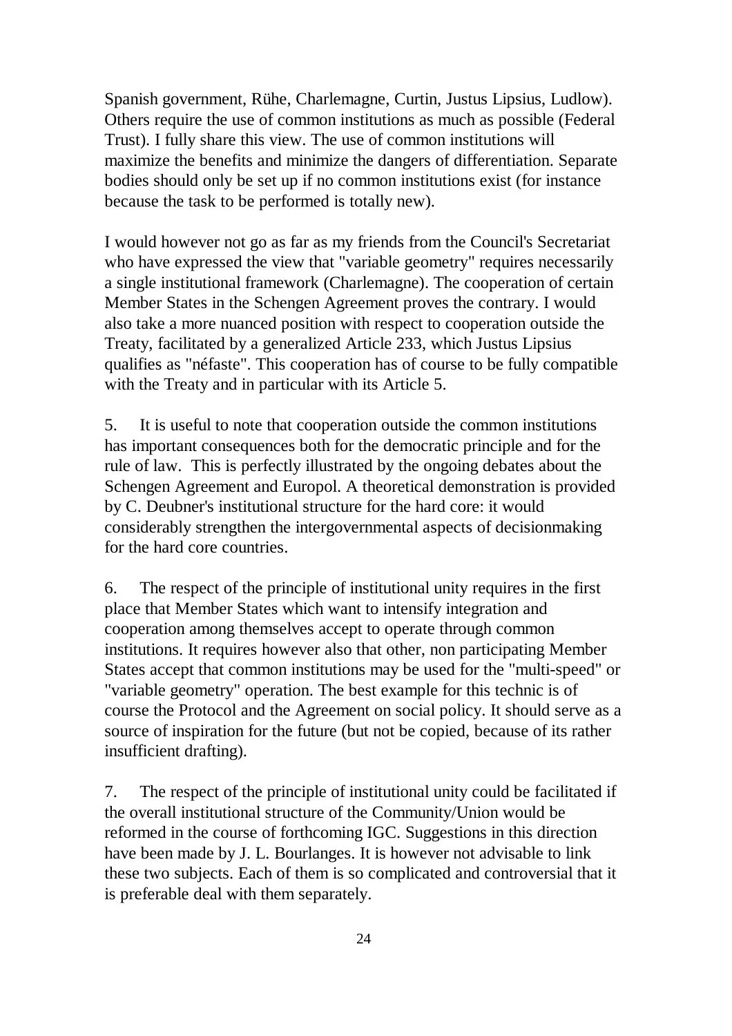Spanish government, Rühe, Charlemagne, Curtin, Justus Lipsius, Ludlow). Others require the use of common institutions as much as possible (Federal Trust). I fully share this view. The use of common institutions will maximize the benefits and minimize the dangers of differentiation. Separate bodies should only be set up if no common institutions exist (for instance because the task to be performed is totally new).

I would however not go as far as my friends from the Council's Secretariat who have expressed the view that "variable geometry" requires necessarily a single institutional framework (Charlemagne). The cooperation of certain Member States in the Schengen Agreement proves the contrary. I would also take a more nuanced position with respect to cooperation outside the Treaty, facilitated by a generalized Article 233, which Justus Lipsius qualifies as "néfaste". This cooperation has of course to be fully compatible with the Treaty and in particular with its Article 5.

5. It is useful to note that cooperation outside the common institutions has important consequences both for the democratic principle and for the rule of law. This is perfectly illustrated by the ongoing debates about the Schengen Agreement and Europol. A theoretical demonstration is provided by C. Deubner's institutional structure for the hard core: it would considerably strengthen the intergovernmental aspects of decisionmaking for the hard core countries.

6. The respect of the principle of institutional unity requires in the first place that Member States which want to intensify integration and cooperation among themselves accept to operate through common institutions. It requires however also that other, non participating Member States accept that common institutions may be used for the "multi-speed" or "variable geometry" operation. The best example for this technic is of course the Protocol and the Agreement on social policy. It should serve as a source of inspiration for the future (but not be copied, because of its rather insufficient drafting).

7. The respect of the principle of institutional unity could be facilitated if the overall institutional structure of the Community/Union would be reformed in the course of forthcoming IGC. Suggestions in this direction have been made by J. L. Bourlanges. It is however not advisable to link these two subjects. Each of them is so complicated and controversial that it is preferable deal with them separately.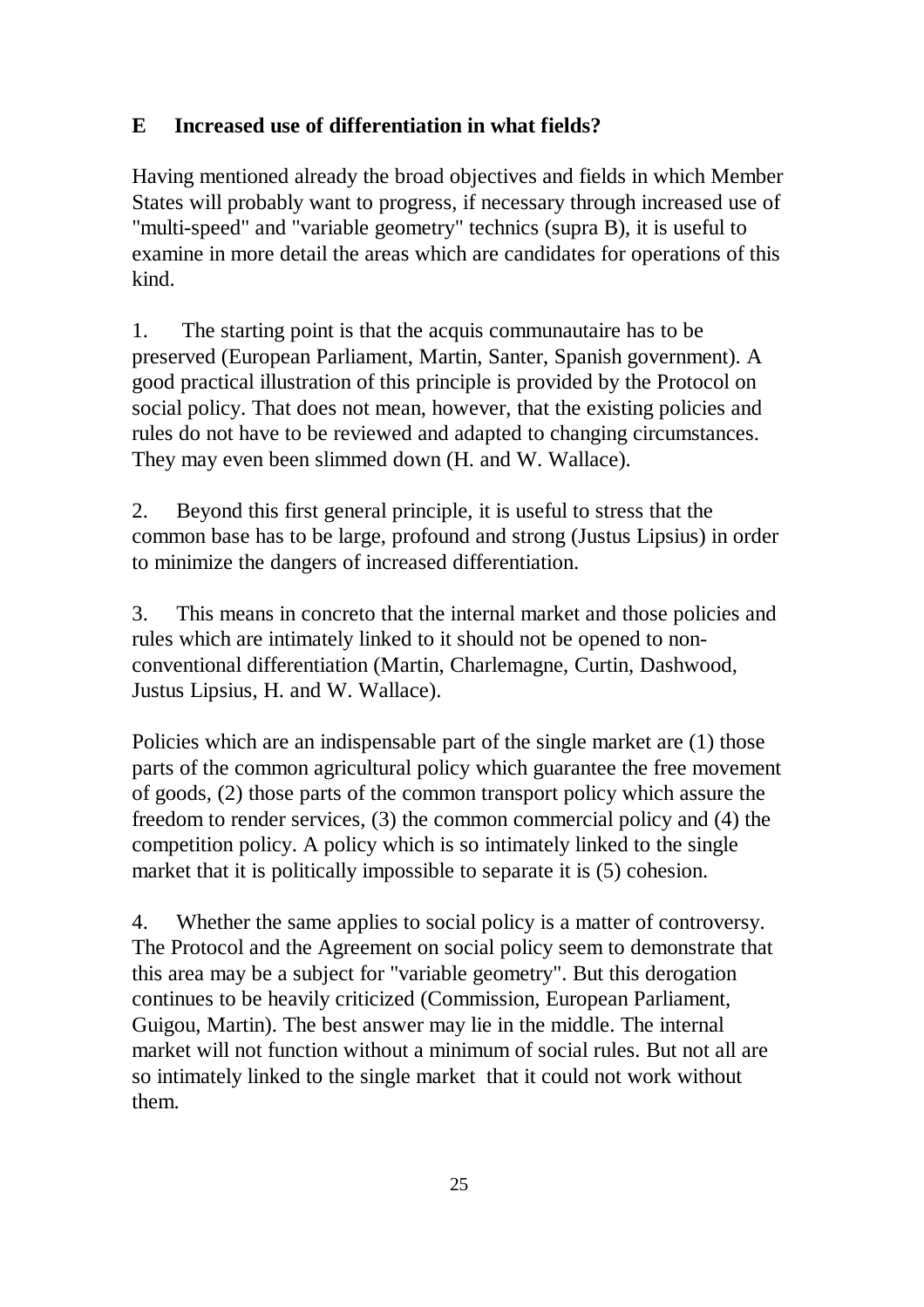## E Increased use of differentiation in what fields?

Having mentioned already the broad objectives and fields in which Member States will probably want to progress, if necessary through increased use of "multi-speed" and "variable geometry" technics (supra B), it is useful to examine in more detail the areas which are candidates for operations of this kind.

1. The starting point is that the acquis communautaire has to be preserved (European Parliament, Martin, Santer, Spanish government). A good practical illustration of this principle is provided by the Protocol on social policy. That does not mean, however, that the existing policies and rules do not have to be reviewed and adapted to changing circumstances. They may even been slimmed down (H. and W. Wallace).

2. Beyond this first general principle, it is useful to stress that the common base has to be large, profound and strong (Justus Lipsius) in order to minimize the dangers of increased differentiation.

3. This means in concreto that the internal market and those policies and rules which are intimately linked to it should not be opened to non-conventional differentiation (Martin, Charlemagne, Curtin, Dashwood, Justus Lipsius, H. and W. Wallace).

Policies which are an indispensable part of the single market are (1) those parts of the common agricultural policy which guarantee the free movement of goods, (2) those parts of the common transport policy which assure the freedom to render services, (3) the common commercial policy and (4) the competition policy. A policy which is so intimately linked to the single market that it is politically impossible to separate it is (5) cohesion.

4. Whether the same applies to social policy is a matter of controversy. The Protocol and the Agreement on social policy seem to demonstrate that this area may be a subject for "variable geometry". But this derogation continues to be heavily criticized (Commission, European Parliament, Guigou, Martin). The best answer may lie in the middle. The internal market will not function without a minimum of social rules. But not all are so intimately linked to the single market that it could not work without them.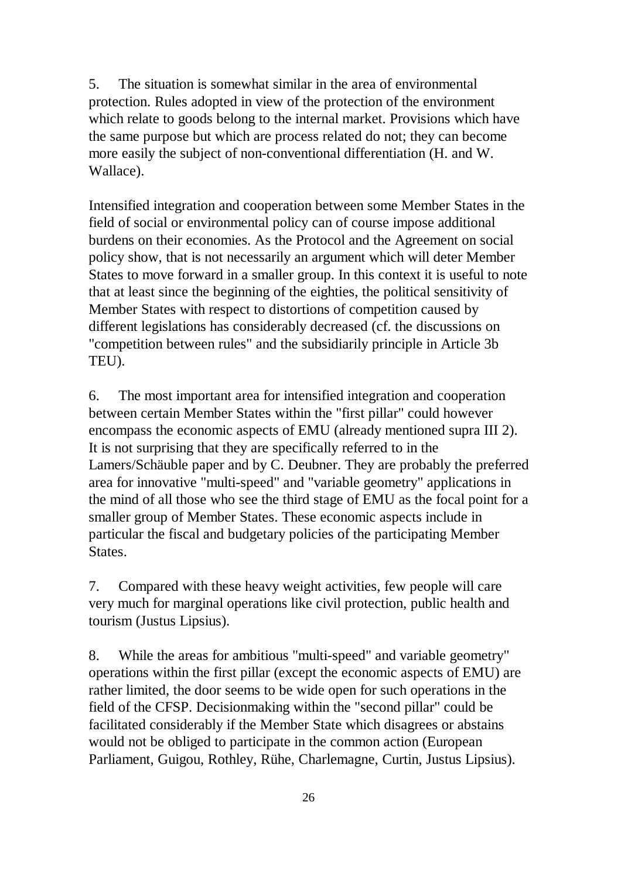5. The situation is somewhat similar in the area of environmental protection. Rules adopted in view of the protection of the environment which relate to goods belong to the internal market. Provisions which have the same purpose but which are process related do not; they can become more easily the subject of non-conventional differentiation (H. and W. Wallace).

Intensified integration and cooperation between some Member States in the field of social or environmental policy can of course impose additional burdens on their economies. As the Protocol and the Agreement on social policy show, that is not necessarily an argument which will deter Member States to move forward in a smaller group. In this context it is useful to note that at least since the beginning of the eighties, the political sensitivity of Member States with respect to distortions of competition caused by different legislations has considerably decreased (cf. the discussions on "competition between rules" and the subsidiarily principle in Article 3b TEU).

6. The most important area for intensified integration and cooperation between certain Member States within the "first pillar" could however encompass the economic aspects of EMU (already mentioned supra III 2). It is not surprising that they are specifically referred to in the Lamers/Schäuble paper and by C. Deubner. They are probably the preferred area for innovative "multi-speed" and "variable geometry" applications in the mind of all those who see the third stage of EMU as the focal point for a smaller group of Member States. These economic aspects include in particular the fiscal and budgetary policies of the participating Member States.

7. Compared with these heavy weight activities, few people will care very much for marginal operations like civil protection, public health and tourism (Justus Lipsius).

8. While the areas for ambitious "multi-speed" and variable geometry" operations within the first pillar (except the economic aspects of EMU) are rather limited, the door seems to be wide open for such operations in the field of the CFSP. Decisionmaking within the "second pillar" could be facilitated considerably if the Member State which disagrees or abstains would not be obliged to participate in the common action (European Parliament, Guigou, Rothley, Rühe, Charlemagne, Curtin, Justus Lipsius).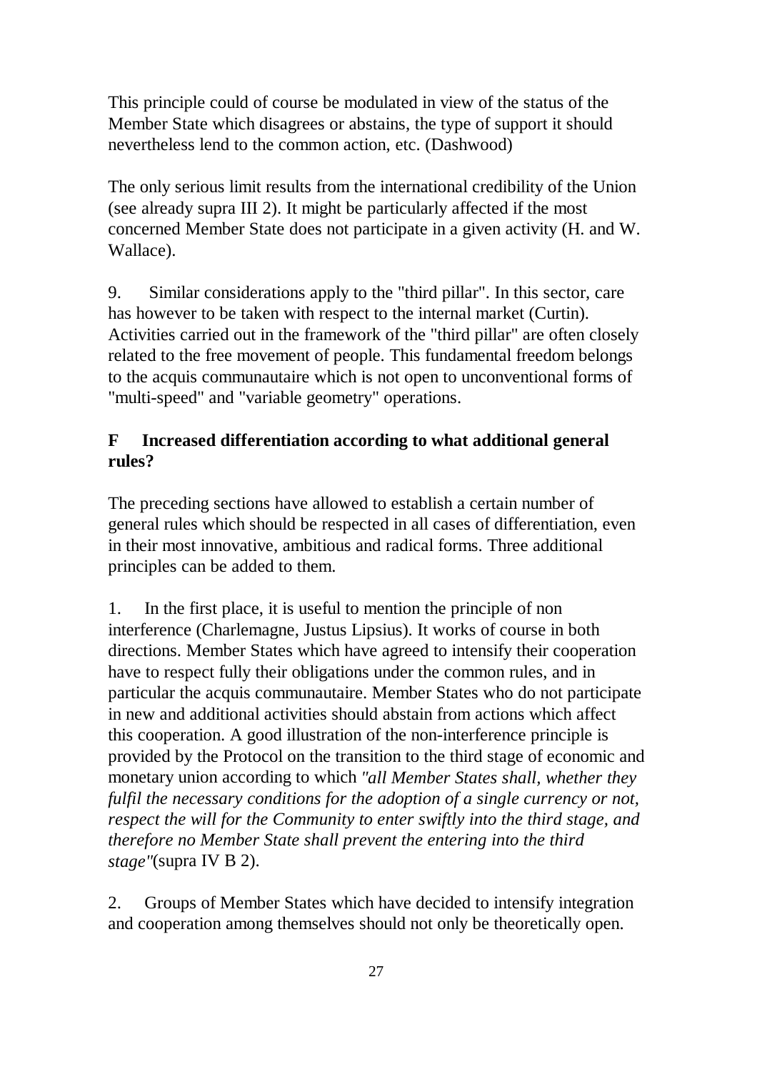This principle could of course be modulated in view of the status of the Member State which disagrees or abstains, the type of support it should nevertheless lend to the common action, etc. (Dashwood)

The only serious limit results from the international credibility of the Union (see already supra III 2). It might be particularly affected if the most concerned Member State does not participate in a given activity (H. and W. Wallace).

9. Similar considerations apply to the "third pillar". In this sector, care has however to be taken with respect to the internal market (Curtin). Activities carried out in the framework of the "third pillar" are often closely related to the free movement of people. This fundamental freedom belongs to the acquis communautaire which is not open to unconventional forms of "multi-speed" and "variable geometry" operations.

## F Increased differentiation according to what additional general rules?

The preceding sections have allowed to establish a certain number of general rules which should be respected in all cases of differentiation, even in their most innovative, ambitious and radical forms. Three additional principles can be added to them.

1. In the first place, it is useful to mention the principle of non interference (Charlemagne, Justus Lipsius). It works of course in both directions. Member States which have agreed to intensify their cooperation have to respect fully their obligations under the common rules, and in particular the acquis communautaire. Member States who do not participate in new and additional activities should abstain from actions which affect this cooperation. A good illustration of the non-interference principle is provided by the Protocol on the transition to the third stage of economic and monetary union according to which *"all Member States shall, whether they fulfil the necessary conditions for the adoption of a single currency or not, respect the will for the Community to enter swiftly into the third stage, and therefore no Member State shall prevent the entering into the third stage"*(supra IV B 2).

2. Groups of Member States which have decided to intensify integration and cooperation among themselves should not only be theoretically open.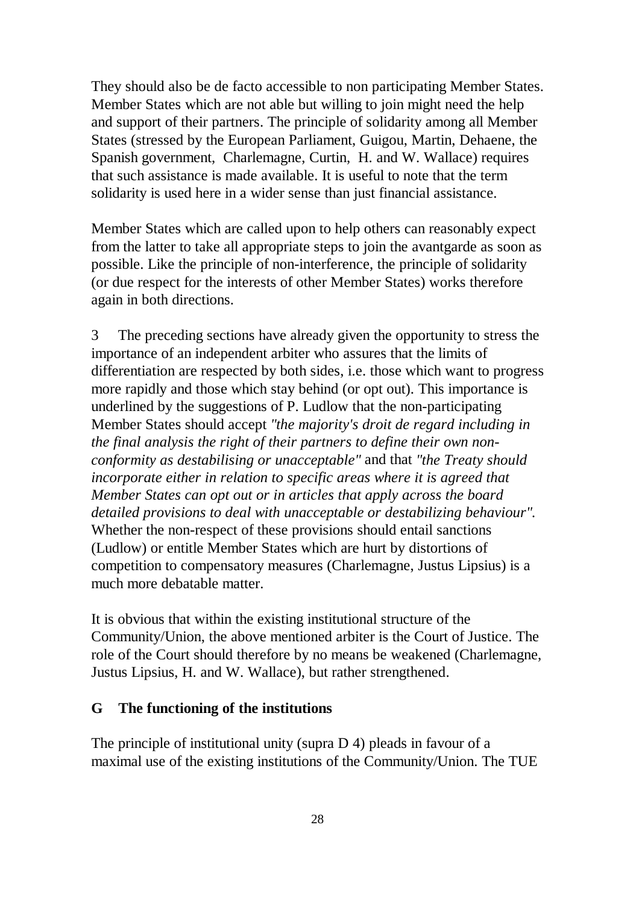They should also be de facto accessible to non participating Member States. Member States which are not able but willing to join might need the help and support of their partners. The principle of solidarity among all Member States (stressed by the European Parliament, Guigou, Martin, Dehaene, the Spanish government, Charlemagne, Curtin, H. and W. Wallace) requires that such assistance is made available. It is useful to note that the term solidarity is used here in a wider sense than just financial assistance.

Member States which are called upon to help others can reasonably expect from the latter to take all appropriate steps to join the avantgarde as soon as possible. Like the principle of non-interference, the principle of solidarity (or due respect for the interests of other Member States) works therefore again in both directions.

3 The preceding sections have already given the opportunity to stress the importance of an independent arbiter who assures that the limits of differentiation are respected by both sides, i.e. those which want to progress more rapidly and those which stay behind (or opt out). This importance is underlined by the suggestions of P. Ludlow that the non-participating Member States should accept *"the majority's droit de regard including in the final analysis the right of their partners to define their own non-conformity as destabilising or unacceptable"* and that *"the Treaty should incorporate either in relation to specific areas where it is agreed that Member States can opt out or in articles that apply across the board detailed provisions to deal with unacceptable or destabilizing behaviour".* Whether the non-respect of these provisions should entail sanctions (Ludlow) or entitle Member States which are hurt by distortions of competition to compensatory measures (Charlemagne, Justus Lipsius) is a much more debatable matter.

It is obvious that within the existing institutional structure of the Community/Union, the above mentioned arbiter is the Court of Justice. The role of the Court should therefore by no means be weakened (Charlemagne, Justus Lipsius, H. and W. Wallace), but rather strengthened.

## G The functioning of the institutions

The principle of institutional unity (supra D 4) pleads in favour of a maximal use of the existing institutions of the Community/Union. The TUE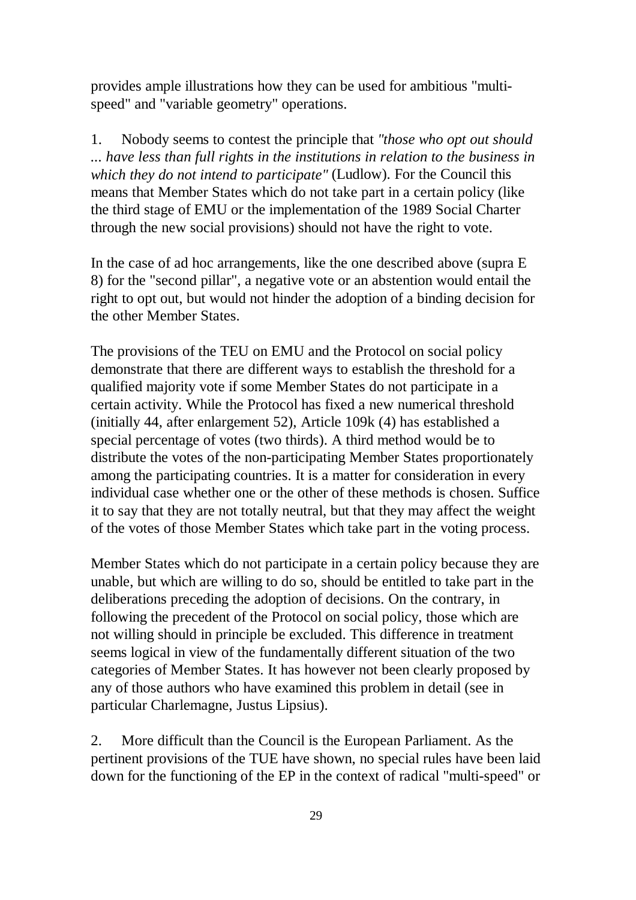provides ample illustrations how they can be used for ambitious "multi-speed" and "variable geometry" operations.

1. Nobody seems to contest the principle that *"those who opt out should ... have less than full rights in the institutions in relation to the business in which they do not intend to participate"* (Ludlow). For the Council this means that Member States which do not take part in a certain policy (like the third stage of EMU or the implementation of the 1989 Social Charter through the new social provisions) should not have the right to vote.

In the case of ad hoc arrangements, like the one described above (supra E 8) for the "second pillar", a negative vote or an abstention would entail the right to opt out, but would not hinder the adoption of a binding decision for the other Member States.

The provisions of the TEU on EMU and the Protocol on social policy demonstrate that there are different ways to establish the threshold for a qualified majority vote if some Member States do not participate in a certain activity. While the Protocol has fixed a new numerical threshold (initially 44, after enlargement 52), Article 109k (4) has established a special percentage of votes (two thirds). A third method would be to distribute the votes of the non-participating Member States proportionately among the participating countries. It is a matter for consideration in every individual case whether one or the other of these methods is chosen. Suffice it to say that they are not totally neutral, but that they may affect the weight of the votes of those Member States which take part in the voting process.

Member States which do not participate in a certain policy because they are unable, but which are willing to do so, should be entitled to take part in the deliberations preceding the adoption of decisions. On the contrary, in following the precedent of the Protocol on social policy, those which are not willing should in principle be excluded. This difference in treatment seems logical in view of the fundamentally different situation of the two categories of Member States. It has however not been clearly proposed by any of those authors who have examined this problem in detail (see in particular Charlemagne, Justus Lipsius).

2. More difficult than the Council is the European Parliament. As the pertinent provisions of the TUE have shown, no special rules have been laid down for the functioning of the EP in the context of radical "multi-speed" or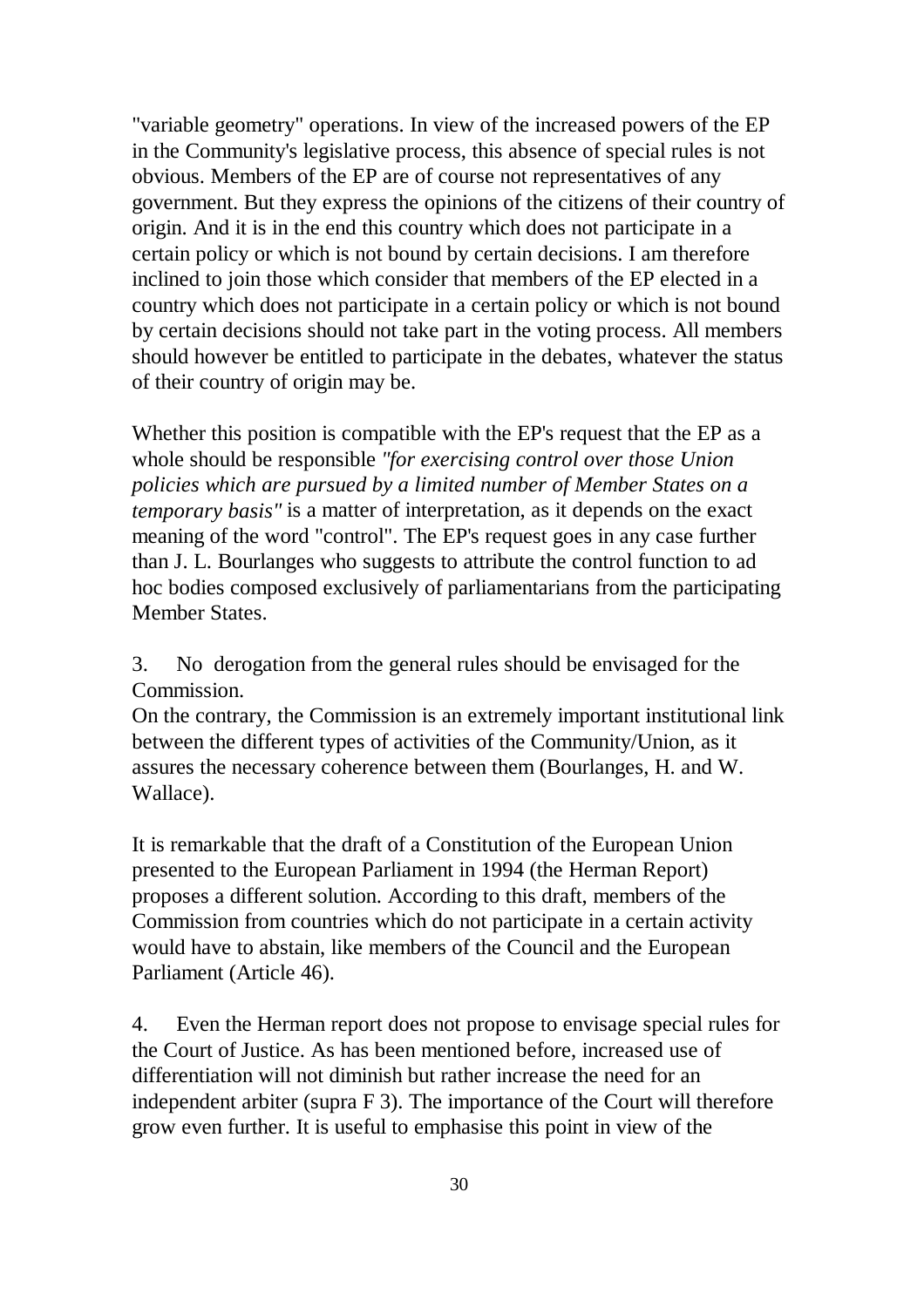"variable geometry" operations. In view of the increased powers of the EP in the Community's legislative process, this absence of special rules is not obvious. Members of the EP are of course not representatives of any government. But they express the opinions of the citizens of their country of origin. And it is in the end this country which does not participate in a certain policy or which is not bound by certain decisions. I am therefore inclined to join those which consider that members of the EP elected in a country which does not participate in a certain policy or which is not bound by certain decisions should not take part in the voting process. All members should however be entitled to participate in the debates, whatever the status of their country of origin may be.

Whether this position is compatible with the EP's request that the EP as a whole should be responsible *"for exercising control over those Union policies which are pursued by a limited number of Member States on a temporary basis"* is a matter of interpretation, as it depends on the exact meaning of the word "control". The EP's request goes in any case further than J. L. Bourlanges who suggests to attribute the control function to ad hoc bodies composed exclusively of parliamentarians from the participating Member States.

3. No derogation from the general rules should be envisaged for the Commission.
On the contrary, the Commission is an extremely important institutional link between the different types of activities of the Community/Union, as it assures the necessary coherence between them (Bourlanges, H. and W. Wallace).

It is remarkable that the draft of a Constitution of the European Union presented to the European Parliament in 1994 (the Herman Report) proposes a different solution. According to this draft, members of the Commission from countries which do not participate in a certain activity would have to abstain, like members of the Council and the European Parliament (Article 46).

4. Even the Herman report does not propose to envisage special rules for the Court of Justice. As has been mentioned before, increased use of differentiation will not diminish but rather increase the need for an independent arbiter (supra F 3). The importance of the Court will therefore grow even further. It is useful to emphasise this point in view of the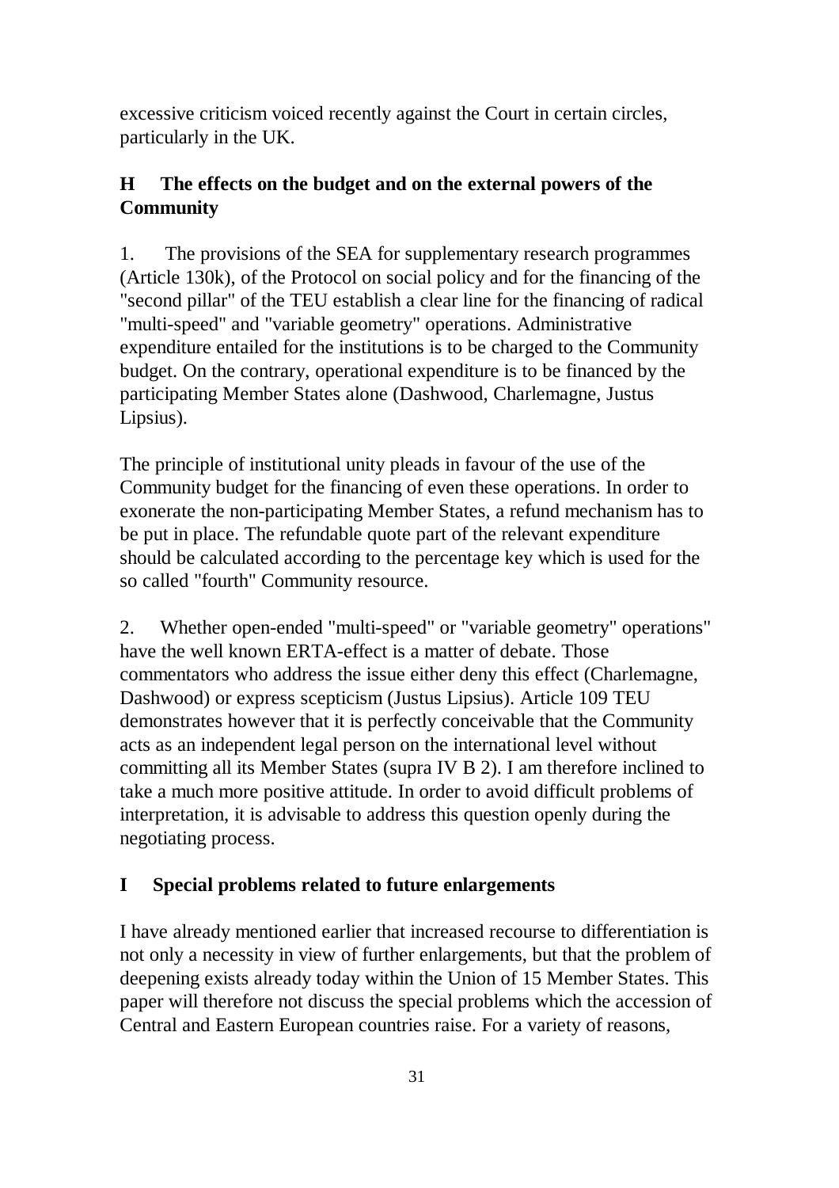excessive criticism voiced recently against the Court in certain circles, particularly in the UK.

## H The effects on the budget and on the external powers of the Community

1. The provisions of the SEA for supplementary research programmes (Article 130k), of the Protocol on social policy and for the financing of the "second pillar" of the TEU establish a clear line for the financing of radical "multi-speed" and "variable geometry" operations. Administrative expenditure entailed for the institutions is to be charged to the Community budget. On the contrary, operational expenditure is to be financed by the participating Member States alone (Dashwood, Charlemagne, Justus Lipsius).

The principle of institutional unity pleads in favour of the use of the Community budget for the financing of even these operations. In order to exonerate the non-participating Member States, a refund mechanism has to be put in place. The refundable quote part of the relevant expenditure should be calculated according to the percentage key which is used for the so called "fourth" Community resource.

2. Whether open-ended "multi-speed" or "variable geometry" operations" have the well known ERTA-effect is a matter of debate. Those commentators who address the issue either deny this effect (Charlemagne, Dashwood) or express scepticism (Justus Lipsius). Article 109 TEU demonstrates however that it is perfectly conceivable that the Community acts as an independent legal person on the international level without committing all its Member States (supra IV B 2). I am therefore inclined to take a much more positive attitude. In order to avoid difficult problems of interpretation, it is advisable to address this question openly during the negotiating process.

## I Special problems related to future enlargements

I have already mentioned earlier that increased recourse to differentiation is not only a necessity in view of further enlargements, but that the problem of deepening exists already today within the Union of 15 Member States. This paper will therefore not discuss the special problems which the accession of Central and Eastern European countries raise. For a variety of reasons,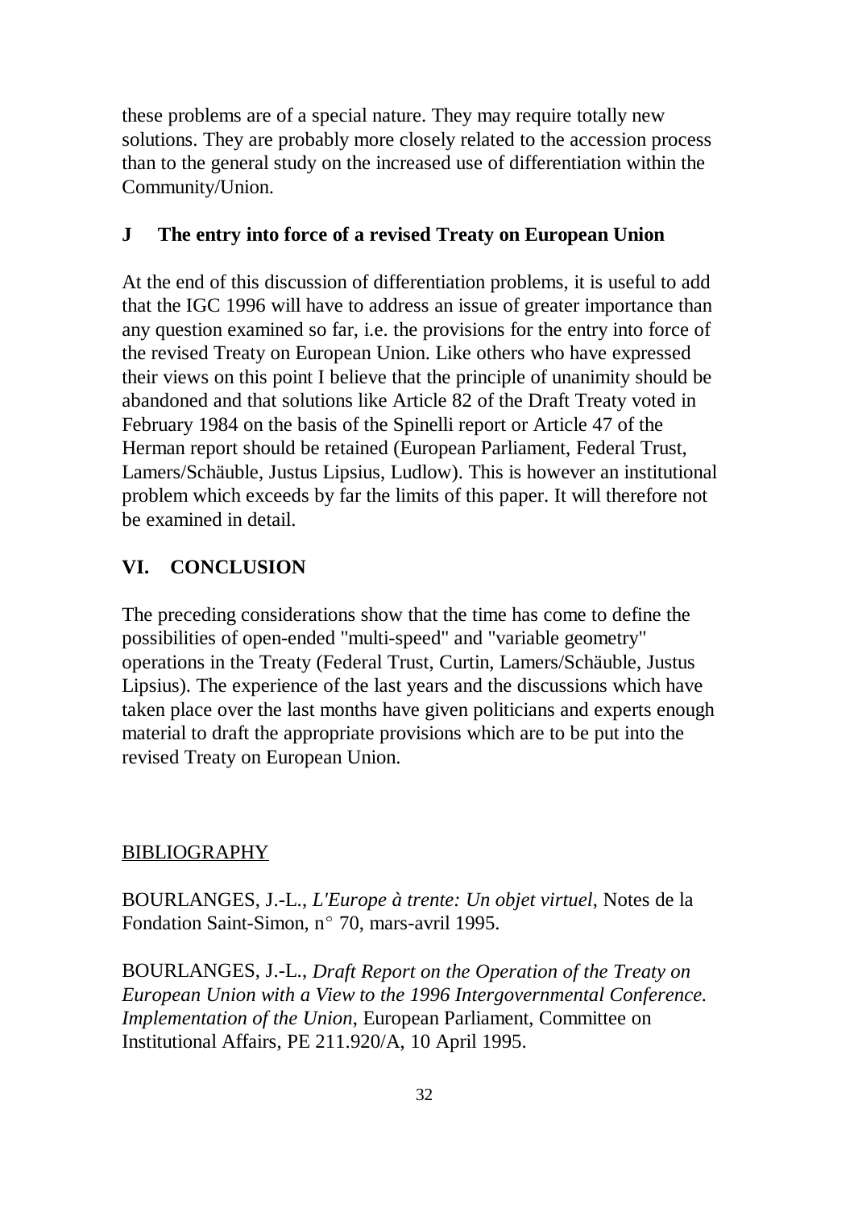these problems are of a special nature. They may require totally new solutions. They are probably more closely related to the accession process than to the general study on the increased use of differentiation within the Community/Union.

### J The entry into force of a revised Treaty on European Union

At the end of this discussion of differentiation problems, it is useful to add that the IGC 1996 will have to address an issue of greater importance than any question examined so far, i.e. the provisions for the entry into force of the revised Treaty on European Union. Like others who have expressed their views on this point I believe that the principle of unanimity should be abandoned and that solutions like Article 82 of the Draft Treaty voted in February 1984 on the basis of the Spinelli report or Article 47 of the Herman report should be retained (European Parliament, Federal Trust, Lamers/Schäuble, Justus Lipsius, Ludlow). This is however an institutional problem which exceeds by far the limits of this paper. It will therefore not be examined in detail.

## VI. CONCLUSION

The preceding considerations show that the time has come to define the possibilities of open-ended "multi-speed" and "variable geometry" operations in the Treaty (Federal Trust, Curtin, Lamers/Schäuble, Justus Lipsius). The experience of the last years and the discussions which have taken place over the last months have given politicians and experts enough material to draft the appropriate provisions which are to be put into the revised Treaty on European Union.

## BIBLIOGRAPHY

BOURLANGES, J.-L., *L'Europe à trente: Un objet virtuel*, Notes de la Fondation Saint-Simon, n° 70, mars-avril 1995.

BOURLANGES, J.-L., *Draft Report on the Operation of the Treaty on European Union with a View to the 1996 Intergovernmental Conference. Implementation of the Union*, European Parliament, Committee on Institutional Affairs, PE 211.920/A, 10 April 1995.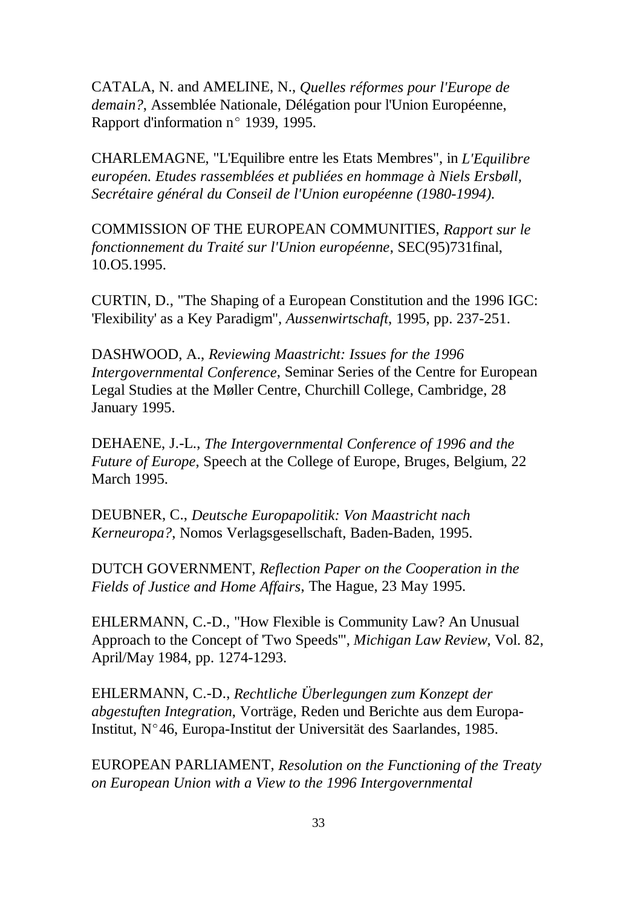CATALA, N. and AMELINE, N., *Quelles réformes pour l'Europe de demain?*, Assemblée Nationale, Délégation pour l'Union Européenne, Rapport d'information n° 1939, 1995.

CHARLEMAGNE, "L'Equilibre entre les Etats Membres", in *L'Equilibre européen. Etudes rassemblées et publiées en hommage à Niels Ersbøll, Secrétaire général du Conseil de l'Union européenne (1980-1994).*

COMMISSION OF THE EUROPEAN COMMUNITIES, *Rapport sur le fonctionnement du Traité sur l'Union européenne*, SEC(95)731final, 10.O5.1995.

CURTIN, D., "The Shaping of a European Constitution and the 1996 IGC: 'Flexibility' as a Key Paradigm", *Aussenwirtschaft*, 1995, pp. 237-251.

DASHWOOD, A., *Reviewing Maastricht: Issues for the 1996 Intergovernmental Conference*, Seminar Series of the Centre for European Legal Studies at the Møller Centre, Churchill College, Cambridge, 28 January 1995.

DEHAENE, J.-L., *The Intergovernmental Conference of 1996 and the Future of Europe*, Speech at the College of Europe, Bruges, Belgium, 22 March 1995.

DEUBNER, C., *Deutsche Europapolitik: Von Maastricht nach Kerneuropa?*, Nomos Verlagsgesellschaft, Baden-Baden, 1995.

DUTCH GOVERNMENT, *Reflection Paper on the Cooperation in the Fields of Justice and Home Affairs*, The Hague, 23 May 1995.

EHLERMANN, C.-D., "How Flexible is Community Law? An Unusual Approach to the Concept of 'Two Speeds'", *Michigan Law Review*, Vol. 82, April/May 1984, pp. 1274-1293.

EHLERMANN, C.-D., *Rechtliche Überlegungen zum Konzept der abgestuften Integration*, Vorträge, Reden und Berichte aus dem Europa-Institut, N°46, Europa-Institut der Universität des Saarlandes, 1985.

EUROPEAN PARLIAMENT, *Resolution on the Functioning of the Treaty on European Union with a View to the 1996 Intergovernmental*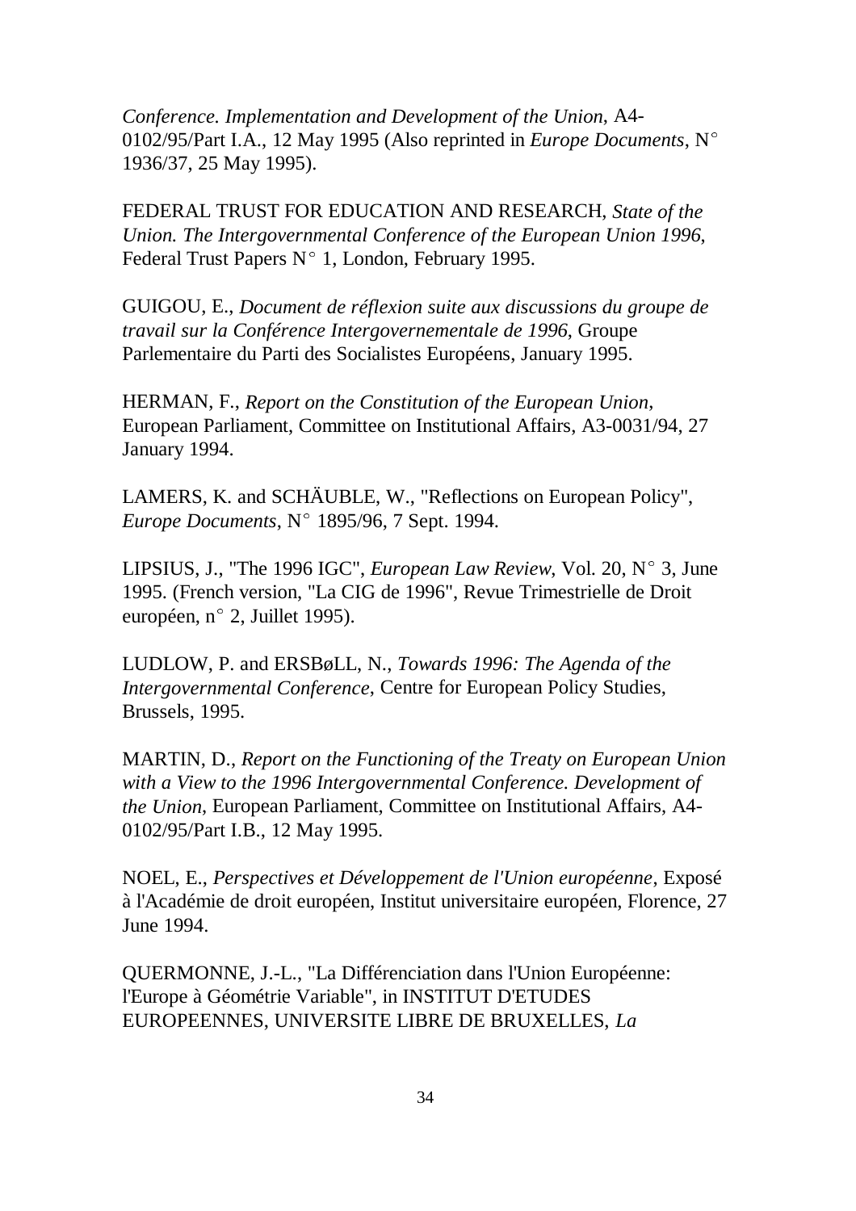*Conference. Implementation and Development of the Union*, A4-0102/95/Part I.A., 12 May 1995 (Also reprinted in *Europe Documents*, N° 1936/37, 25 May 1995).

FEDERAL TRUST FOR EDUCATION AND RESEARCH, *State of the Union. The Intergovernmental Conference of the European Union 1996*, Federal Trust Papers N° 1, London, February 1995.

GUIGOU, E., *Document de réflexion suite aux discussions du groupe de travail sur la Conférence Intergovernementale de 1996*, Groupe Parlementaire du Parti des Socialistes Européens, January 1995.

HERMAN, F., *Report on the Constitution of the European Union*, European Parliament, Committee on Institutional Affairs, A3-0031/94, 27 January 1994.

LAMERS, K. and SCHÄUBLE, W., "Reflections on European Policy", *Europe Documents*, N° 1895/96, 7 Sept. 1994.

LIPSIUS, J., "The 1996 IGC", *European Law Review*, Vol. 20, N° 3, June 1995. (French version, "La CIG de 1996", Revue Trimestrielle de Droit européen, n° 2, Juillet 1995).

LUDLOW, P. and ERSBøLL, N., *Towards 1996: The Agenda of the Intergovernmental Conference*, Centre for European Policy Studies, Brussels, 1995.

MARTIN, D., *Report on the Functioning of the Treaty on European Union with a View to the 1996 Intergovernmental Conference. Development of the Union*, European Parliament, Committee on Institutional Affairs, A4-0102/95/Part I.B., 12 May 1995.

NOEL, E., *Perspectives et Développement de l'Union européenne*, Exposé à l'Académie de droit européen, Institut universitaire européen, Florence, 27 June 1994.

QUERMONNE, J.-L., "La Différenciation dans l'Union Européenne: l'Europe à Géométrie Variable", in INSTITUT D'ETUDES EUROPEENNES, UNIVERSITE LIBRE DE BRUXELLES, *La*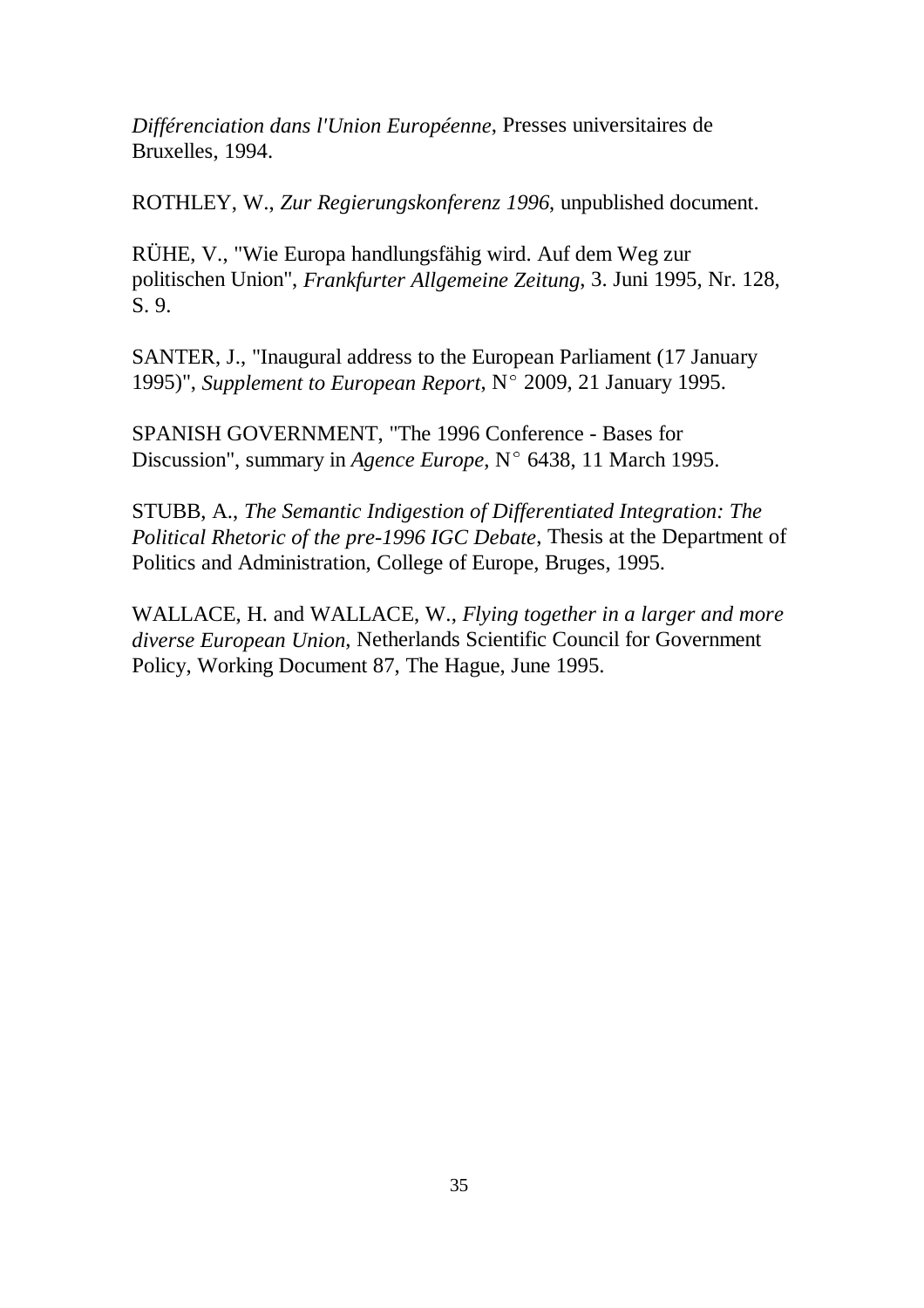*Différenciation dans l'Union Européenne*, Presses universitaires de Bruxelles, 1994.

ROTHLEY, W., *Zur Regierungskonferenz 1996*, unpublished document.

RÜHE, V., "Wie Europa handlungsfähig wird. Auf dem Weg zur politischen Union", *Frankfurter Allgemeine Zeitung*, 3. Juni 1995, Nr. 128, S. 9.

SANTER, J., "Inaugural address to the European Parliament (17 January 1995)", *Supplement to European Report*, N° 2009, 21 January 1995.

SPANISH GOVERNMENT, "The 1996 Conference - Bases for Discussion", summary in *Agence Europe*, N° 6438, 11 March 1995.

STUBB, A., *The Semantic Indigestion of Differentiated Integration: The Political Rhetoric of the pre-1996 IGC Debate*, Thesis at the Department of Politics and Administration, College of Europe, Bruges, 1995.

WALLACE, H. and WALLACE, W., *Flying together in a larger and more diverse European Union*, Netherlands Scientific Council for Government Policy, Working Document 87, The Hague, June 1995.